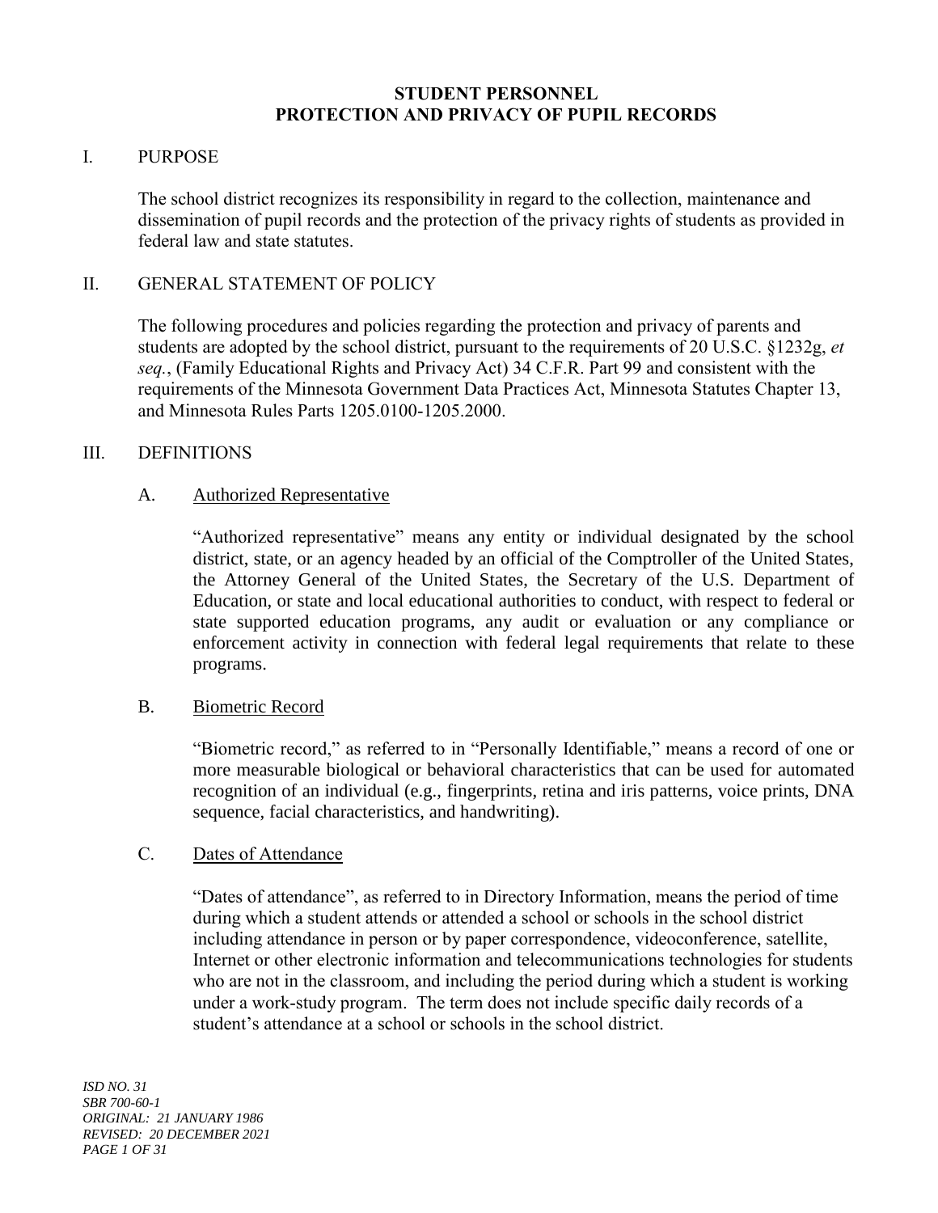# STUDENT PERSONNEL
# PROTECTION AND PRIVACY OF PUPIL RECORDS

## I. PURPOSE

The school district recognizes its responsibility in regard to the collection, maintenance and dissemination of pupil records and the protection of the privacy rights of students as provided in federal law and state statutes.

## II. GENERAL STATEMENT OF POLICY

The following procedures and policies regarding the protection and privacy of parents and students are adopted by the school district, pursuant to the requirements of 20 U.S.C. §1232g, *et seq.*, (Family Educational Rights and Privacy Act) 34 C.F.R. Part 99 and consistent with the requirements of the Minnesota Government Data Practices Act, Minnesota Statutes Chapter 13, and Minnesota Rules Parts 1205.0100-1205.2000.

## III. DEFINITIONS

### A. Authorized Representative

"Authorized representative" means any entity or individual designated by the school district, state, or an agency headed by an official of the Comptroller of the United States, the Attorney General of the United States, the Secretary of the U.S. Department of Education, or state and local educational authorities to conduct, with respect to federal or state supported education programs, any audit or evaluation or any compliance or enforcement activity in connection with federal legal requirements that relate to these programs.

### B. Biometric Record

"Biometric record," as referred to in "Personally Identifiable," means a record of one or more measurable biological or behavioral characteristics that can be used for automated recognition of an individual (e.g., fingerprints, retina and iris patterns, voice prints, DNA sequence, facial characteristics, and handwriting).

### C. Dates of Attendance

"Dates of attendance", as referred to in Directory Information, means the period of time during which a student attends or attended a school or schools in the school district including attendance in person or by paper correspondence, videoconference, satellite, Internet or other electronic information and telecommunications technologies for students who are not in the classroom, and including the period during which a student is working under a work-study program. The term does not include specific daily records of a student's attendance at a school or schools in the school district.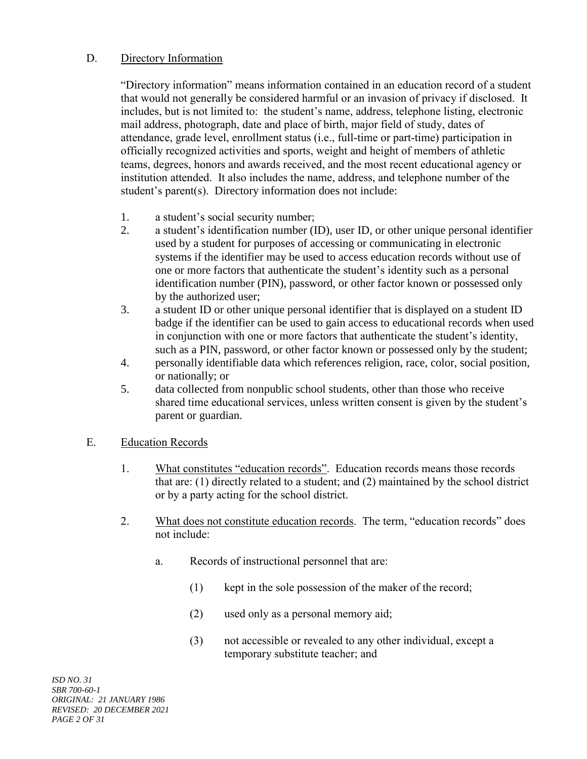D. Directory Information

"Directory information" means information contained in an education record of a student that would not generally be considered harmful or an invasion of privacy if disclosed. It includes, but is not limited to: the student's name, address, telephone listing, electronic mail address, photograph, date and place of birth, major field of study, dates of attendance, grade level, enrollment status (i.e., full-time or part-time) participation in officially recognized activities and sports, weight and height of members of athletic teams, degrees, honors and awards received, and the most recent educational agency or institution attended. It also includes the name, address, and telephone number of the student's parent(s). Directory information does not include:

1. a student's social security number;
2. a student's identification number (ID), user ID, or other unique personal identifier used by a student for purposes of accessing or communicating in electronic systems if the identifier may be used to access education records without use of one or more factors that authenticate the student's identity such as a personal identification number (PIN), password, or other factor known or possessed only by the authorized user;
3. a student ID or other unique personal identifier that is displayed on a student ID badge if the identifier can be used to gain access to educational records when used in conjunction with one or more factors that authenticate the student's identity, such as a PIN, password, or other factor known or possessed only by the student;
4. personally identifiable data which references religion, race, color, social position, or nationally; or
5. data collected from nonpublic school students, other than those who receive shared time educational services, unless written consent is given by the student's parent or guardian.

E. Education Records

1. What constitutes "education records". Education records means those records that are: (1) directly related to a student; and (2) maintained by the school district or by a party acting for the school district.

2. What does not constitute education records. The term, "education records" does not include:

   a. Records of instructional personnel that are:

      (1) kept in the sole possession of the maker of the record;

      (2) used only as a personal memory aid;

      (3) not accessible or revealed to any other individual, except a temporary substitute teacher; and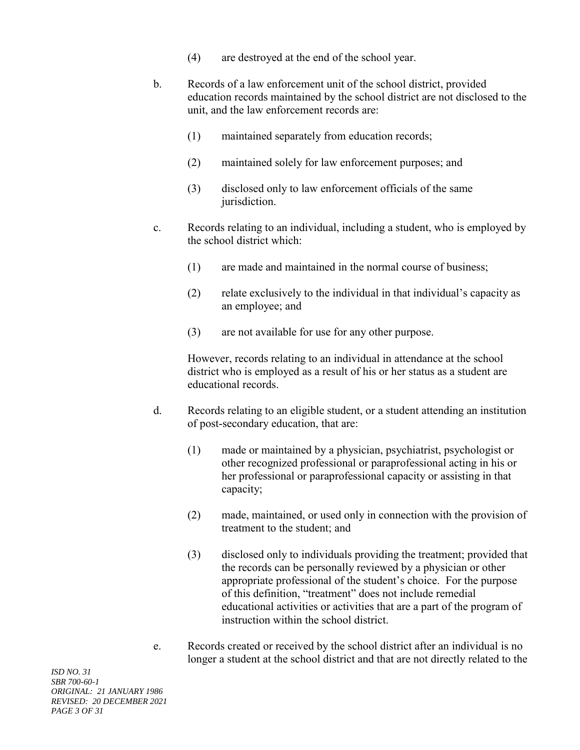(4) are destroyed at the end of the school year.

b. Records of a law enforcement unit of the school district, provided education records maintained by the school district are not disclosed to the unit, and the law enforcement records are:

   (1) maintained separately from education records;

   (2) maintained solely for law enforcement purposes; and

   (3) disclosed only to law enforcement officials of the same jurisdiction.

c. Records relating to an individual, including a student, who is employed by the school district which:

   (1) are made and maintained in the normal course of business;

   (2) relate exclusively to the individual in that individual's capacity as an employee; and

   (3) are not available for use for any other purpose.

   However, records relating to an individual in attendance at the school district who is employed as a result of his or her status as a student are educational records.

d. Records relating to an eligible student, or a student attending an institution of post-secondary education, that are:

   (1) made or maintained by a physician, psychiatrist, psychologist or other recognized professional or paraprofessional acting in his or her professional or paraprofessional capacity or assisting in that capacity;

   (2) made, maintained, or used only in connection with the provision of treatment to the student; and

   (3) disclosed only to individuals providing the treatment; provided that the records can be personally reviewed by a physician or other appropriate professional of the student's choice. For the purpose of this definition, "treatment" does not include remedial educational activities or activities that are a part of the program of instruction within the school district.

e. Records created or received by the school district after an individual is no longer a student at the school district and that are not directly related to the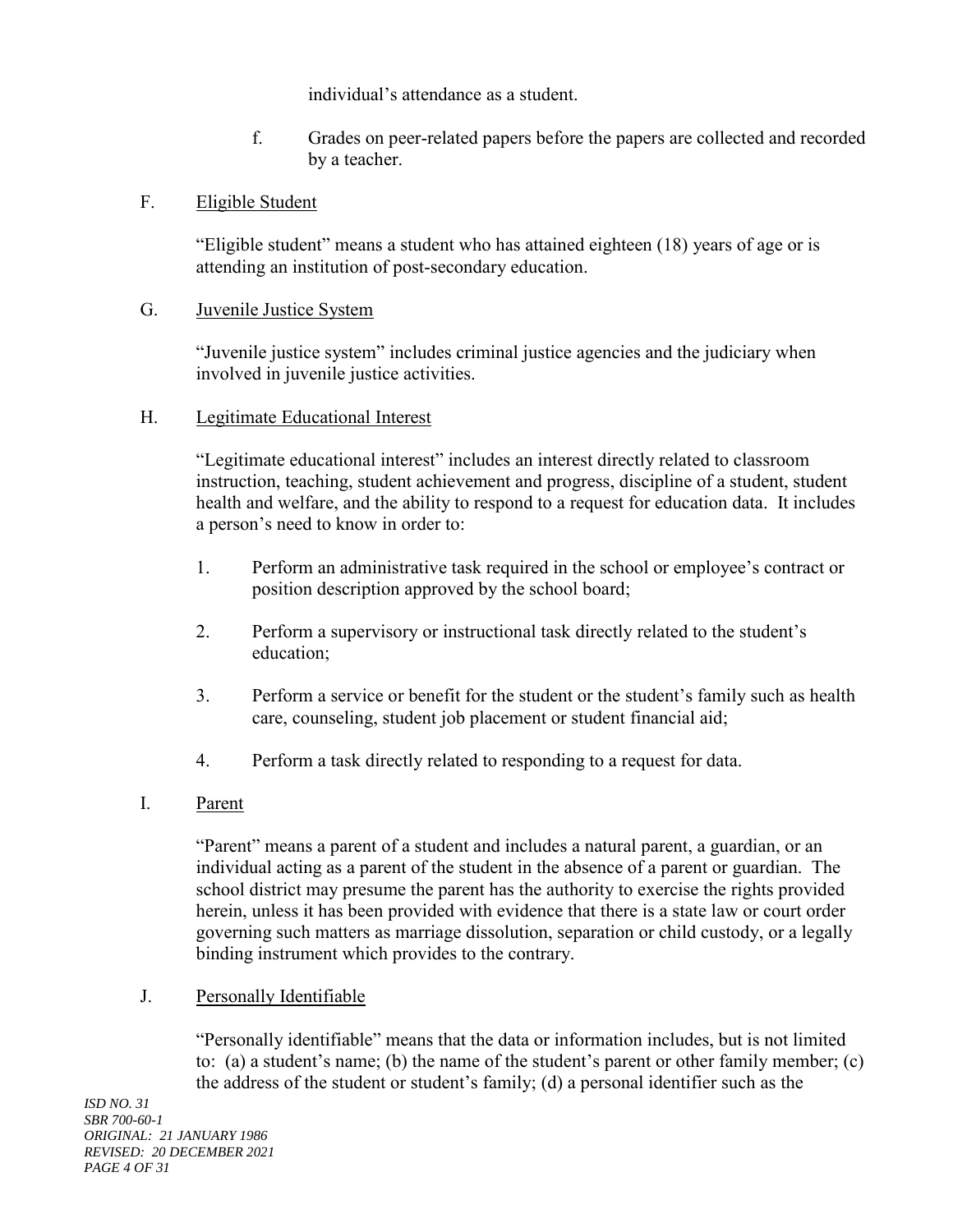individual's attendance as a student.

f. Grades on peer-related papers before the papers are collected and recorded by a teacher.

F. Eligible Student

"Eligible student" means a student who has attained eighteen (18) years of age or is attending an institution of post-secondary education.

G. Juvenile Justice System

"Juvenile justice system" includes criminal justice agencies and the judiciary when involved in juvenile justice activities.

H. Legitimate Educational Interest

"Legitimate educational interest" includes an interest directly related to classroom instruction, teaching, student achievement and progress, discipline of a student, student health and welfare, and the ability to respond to a request for education data. It includes a person's need to know in order to:

1. Perform an administrative task required in the school or employee's contract or position description approved by the school board;

2. Perform a supervisory or instructional task directly related to the student's education;

3. Perform a service or benefit for the student or the student's family such as health care, counseling, student job placement or student financial aid;

4. Perform a task directly related to responding to a request for data.

I. Parent

"Parent" means a parent of a student and includes a natural parent, a guardian, or an individual acting as a parent of the student in the absence of a parent or guardian. The school district may presume the parent has the authority to exercise the rights provided herein, unless it has been provided with evidence that there is a state law or court order governing such matters as marriage dissolution, separation or child custody, or a legally binding instrument which provides to the contrary.

J. Personally Identifiable

"Personally identifiable" means that the data or information includes, but is not limited to: (a) a student's name; (b) the name of the student's parent or other family member; (c) the address of the student or student's family; (d) a personal identifier such as the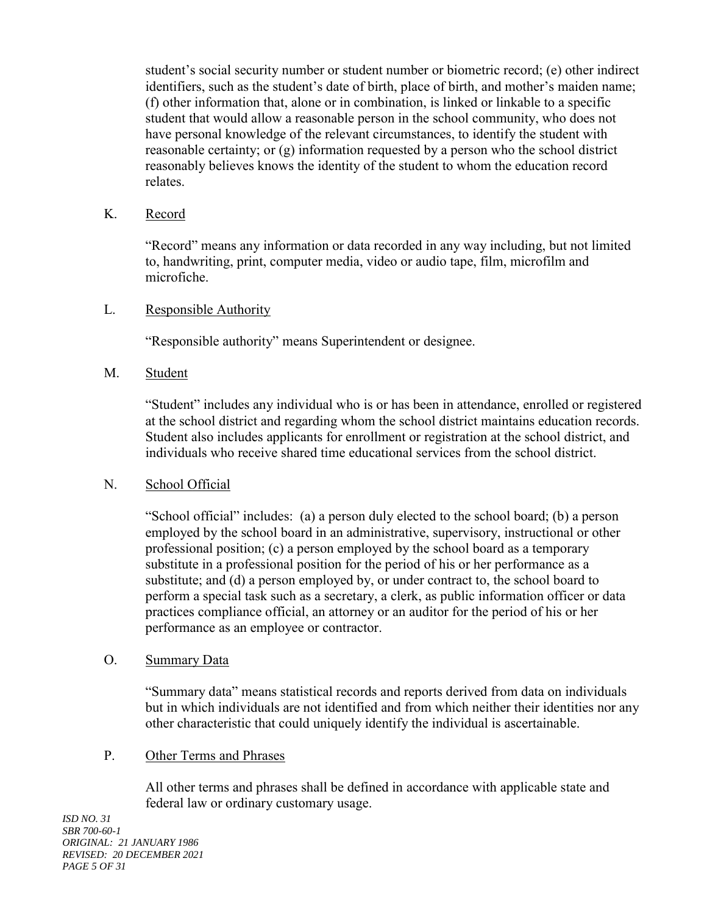student's social security number or student number or biometric record; (e) other indirect identifiers, such as the student's date of birth, place of birth, and mother's maiden name; (f) other information that, alone or in combination, is linked or linkable to a specific student that would allow a reasonable person in the school community, who does not have personal knowledge of the relevant circumstances, to identify the student with reasonable certainty; or (g) information requested by a person who the school district reasonably believes knows the identity of the student to whom the education record relates.

K. Record

"Record" means any information or data recorded in any way including, but not limited to, handwriting, print, computer media, video or audio tape, film, microfilm and microfiche.

L. Responsible Authority

"Responsible authority" means Superintendent or designee.

M. Student

"Student" includes any individual who is or has been in attendance, enrolled or registered at the school district and regarding whom the school district maintains education records. Student also includes applicants for enrollment or registration at the school district, and individuals who receive shared time educational services from the school district.

N. School Official

"School official" includes: (a) a person duly elected to the school board; (b) a person employed by the school board in an administrative, supervisory, instructional or other professional position; (c) a person employed by the school board as a temporary substitute in a professional position for the period of his or her performance as a substitute; and (d) a person employed by, or under contract to, the school board to perform a special task such as a secretary, a clerk, as public information officer or data practices compliance official, an attorney or an auditor for the period of his or her performance as an employee or contractor.

O. Summary Data

"Summary data" means statistical records and reports derived from data on individuals but in which individuals are not identified and from which neither their identities nor any other characteristic that could uniquely identify the individual is ascertainable.

P. Other Terms and Phrases

All other terms and phrases shall be defined in accordance with applicable state and federal law or ordinary customary usage.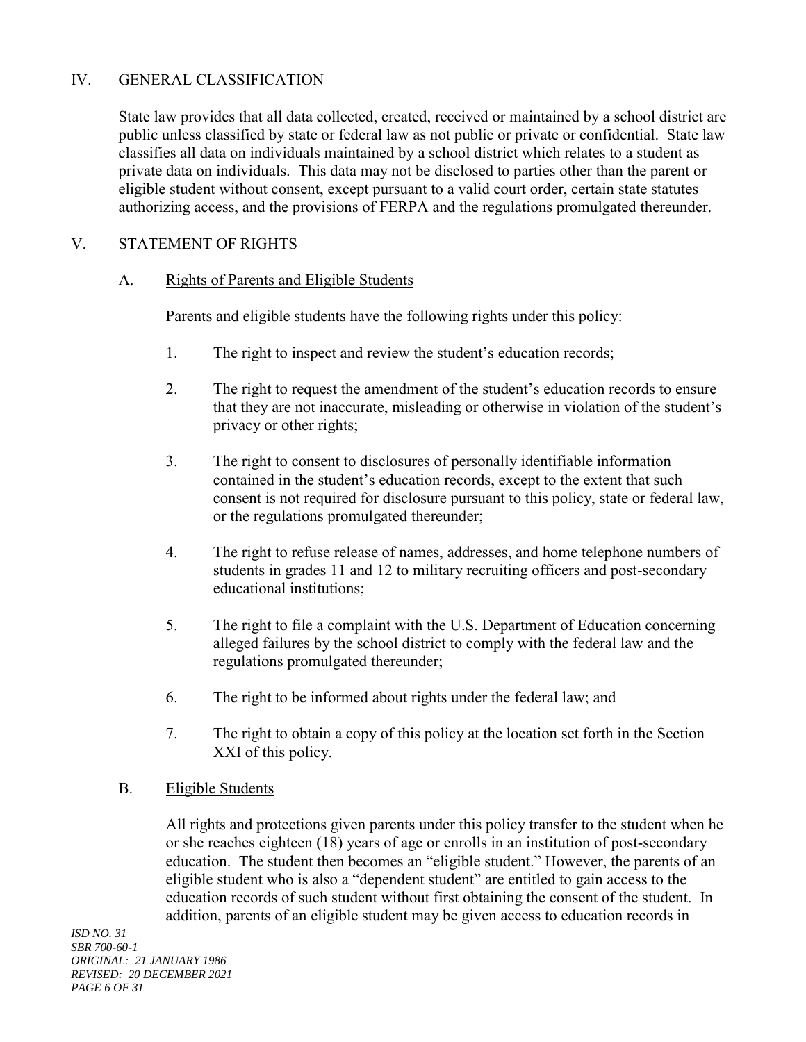## IV. GENERAL CLASSIFICATION

State law provides that all data collected, created, received or maintained by a school district are public unless classified by state or federal law as not public or private or confidential. State law classifies all data on individuals maintained by a school district which relates to a student as private data on individuals. This data may not be disclosed to parties other than the parent or eligible student without consent, except pursuant to a valid court order, certain state statutes authorizing access, and the provisions of FERPA and the regulations promulgated thereunder.

## V. STATEMENT OF RIGHTS

### A. Rights of Parents and Eligible Students

Parents and eligible students have the following rights under this policy:

1. The right to inspect and review the student's education records;
2. The right to request the amendment of the student's education records to ensure that they are not inaccurate, misleading or otherwise in violation of the student's privacy or other rights;
3. The right to consent to disclosures of personally identifiable information contained in the student's education records, except to the extent that such consent is not required for disclosure pursuant to this policy, state or federal law, or the regulations promulgated thereunder;
4. The right to refuse release of names, addresses, and home telephone numbers of students in grades 11 and 12 to military recruiting officers and post-secondary educational institutions;
5. The right to file a complaint with the U.S. Department of Education concerning alleged failures by the school district to comply with the federal law and the regulations promulgated thereunder;
6. The right to be informed about rights under the federal law; and
7. The right to obtain a copy of this policy at the location set forth in the Section XXI of this policy.

### B. Eligible Students

All rights and protections given parents under this policy transfer to the student when he or she reaches eighteen (18) years of age or enrolls in an institution of post-secondary education. The student then becomes an "eligible student." However, the parents of an eligible student who is also a "dependent student" are entitled to gain access to the education records of such student without first obtaining the consent of the student. In addition, parents of an eligible student may be given access to education records in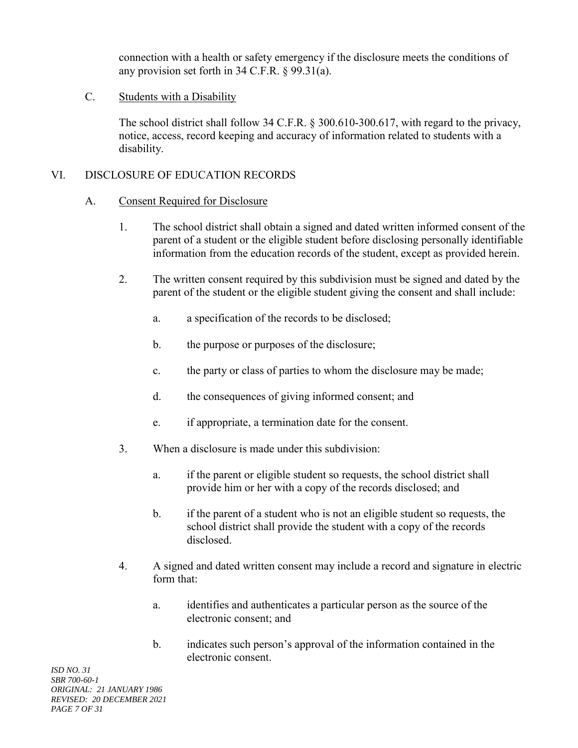connection with a health or safety emergency if the disclosure meets the conditions of any provision set forth in 34 C.F.R. § 99.31(a).

C. Students with a Disability

The school district shall follow 34 C.F.R. § 300.610-300.617, with regard to the privacy, notice, access, record keeping and accuracy of information related to students with a disability.

## VI. DISCLOSURE OF EDUCATION RECORDS

### A. Consent Required for Disclosure

1. The school district shall obtain a signed and dated written informed consent of the parent of a student or the eligible student before disclosing personally identifiable information from the education records of the student, except as provided herein.

2. The written consent required by this subdivision must be signed and dated by the parent of the student or the eligible student giving the consent and shall include:

   a. a specification of the records to be disclosed;

   b. the purpose or purposes of the disclosure;

   c. the party or class of parties to whom the disclosure may be made;

   d. the consequences of giving informed consent; and

   e. if appropriate, a termination date for the consent.

3. When a disclosure is made under this subdivision:

   a. if the parent or eligible student so requests, the school district shall provide him or her with a copy of the records disclosed; and

   b. if the parent of a student who is not an eligible student so requests, the school district shall provide the student with a copy of the records disclosed.

4. A signed and dated written consent may include a record and signature in electric form that:

   a. identifies and authenticates a particular person as the source of the electronic consent; and

   b. indicates such person's approval of the information contained in the electronic consent.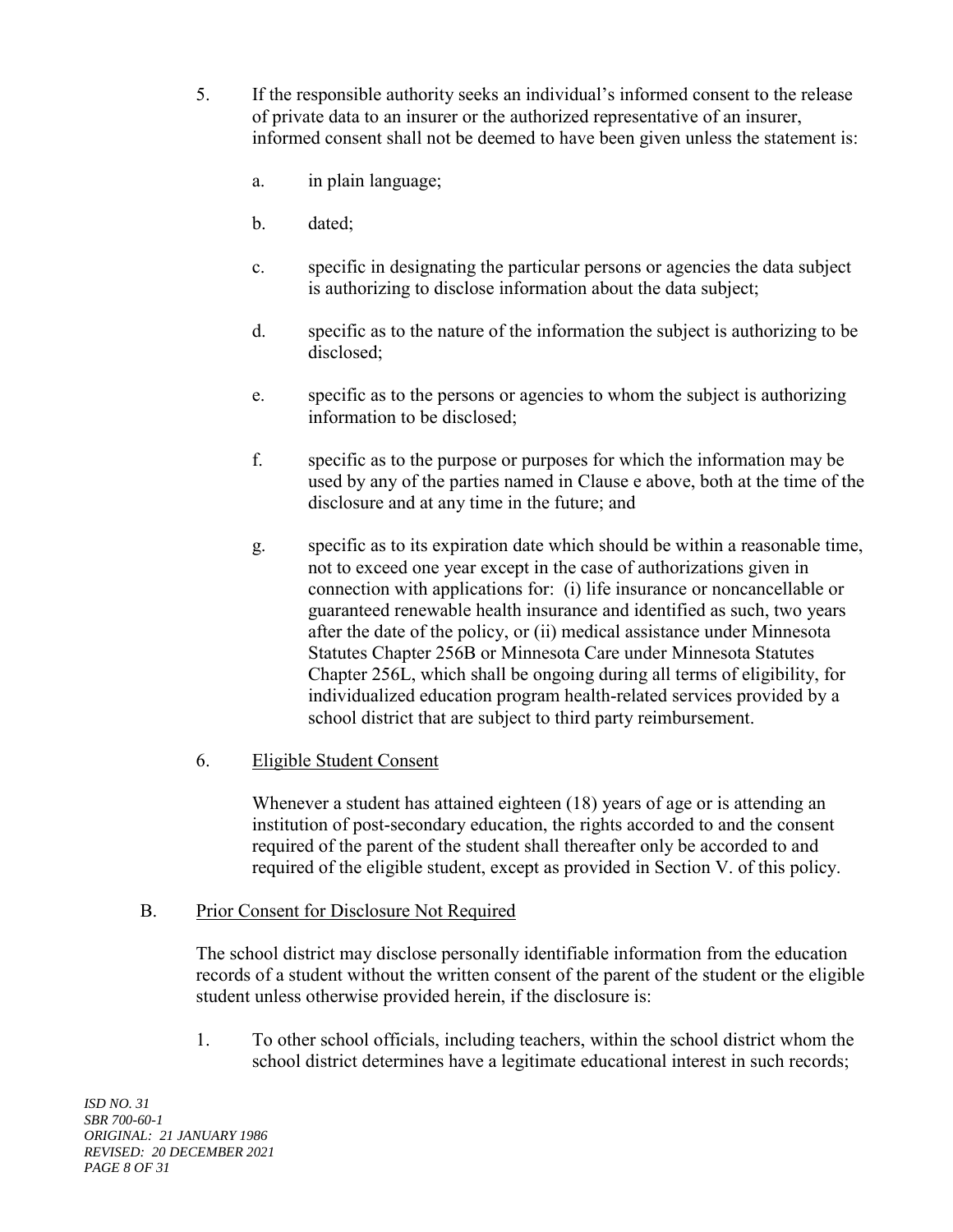5. If the responsible authority seeks an individual's informed consent to the release of private data to an insurer or the authorized representative of an insurer, informed consent shall not be deemed to have been given unless the statement is:

   a. in plain language;

   b. dated;

   c. specific in designating the particular persons or agencies the data subject is authorizing to disclose information about the data subject;

   d. specific as to the nature of the information the subject is authorizing to be disclosed;

   e. specific as to the persons or agencies to whom the subject is authorizing information to be disclosed;

   f. specific as to the purpose or purposes for which the information may be used by any of the parties named in Clause e above, both at the time of the disclosure and at any time in the future; and

   g. specific as to its expiration date which should be within a reasonable time, not to exceed one year except in the case of authorizations given in connection with applications for: (i) life insurance or noncancellable or guaranteed renewable health insurance and identified as such, two years after the date of the policy, or (ii) medical assistance under Minnesota Statutes Chapter 256B or Minnesota Care under Minnesota Statutes Chapter 256L, which shall be ongoing during all terms of eligibility, for individualized education program health-related services provided by a school district that are subject to third party reimbursement.

6. <u>Eligible Student Consent</u>

   Whenever a student has attained eighteen (18) years of age or is attending an institution of post-secondary education, the rights accorded to and the consent required of the parent of the student shall thereafter only be accorded to and required of the eligible student, except as provided in Section V. of this policy.

B. <u>Prior Consent for Disclosure Not Required</u>

The school district may disclose personally identifiable information from the education records of a student without the written consent of the parent of the student or the eligible student unless otherwise provided herein, if the disclosure is:

1. To other school officials, including teachers, within the school district whom the school district determines have a legitimate educational interest in such records;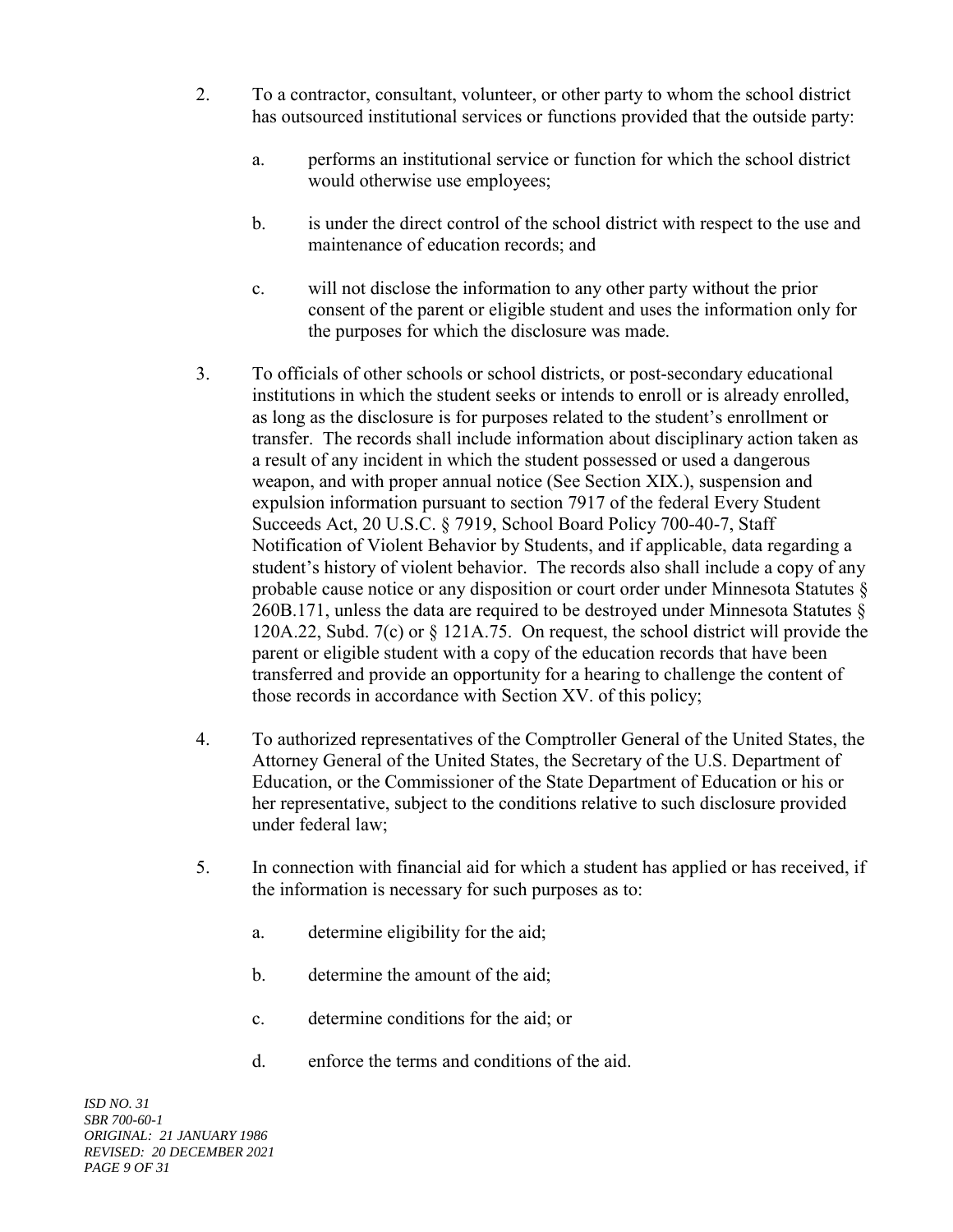2. To a contractor, consultant, volunteer, or other party to whom the school district has outsourced institutional services or functions provided that the outside party:

   a. performs an institutional service or function for which the school district would otherwise use employees;

   b. is under the direct control of the school district with respect to the use and maintenance of education records; and

   c. will not disclose the information to any other party without the prior consent of the parent or eligible student and uses the information only for the purposes for which the disclosure was made.

3. To officials of other schools or school districts, or post-secondary educational institutions in which the student seeks or intends to enroll or is already enrolled, as long as the disclosure is for purposes related to the student's enrollment or transfer. The records shall include information about disciplinary action taken as a result of any incident in which the student possessed or used a dangerous weapon, and with proper annual notice (See Section XIX.), suspension and expulsion information pursuant to section 7917 of the federal Every Student Succeeds Act, 20 U.S.C. § 7919, School Board Policy 700-40-7, Staff Notification of Violent Behavior by Students, and if applicable, data regarding a student's history of violent behavior. The records also shall include a copy of any probable cause notice or any disposition or court order under Minnesota Statutes § 260B.171, unless the data are required to be destroyed under Minnesota Statutes § 120A.22, Subd. 7(c) or § 121A.75. On request, the school district will provide the parent or eligible student with a copy of the education records that have been transferred and provide an opportunity for a hearing to challenge the content of those records in accordance with Section XV. of this policy;

4. To authorized representatives of the Comptroller General of the United States, the Attorney General of the United States, the Secretary of the U.S. Department of Education, or the Commissioner of the State Department of Education or his or her representative, subject to the conditions relative to such disclosure provided under federal law;

5. In connection with financial aid for which a student has applied or has received, if the information is necessary for such purposes as to:

   a. determine eligibility for the aid;

   b. determine the amount of the aid;

   c. determine conditions for the aid; or

   d. enforce the terms and conditions of the aid.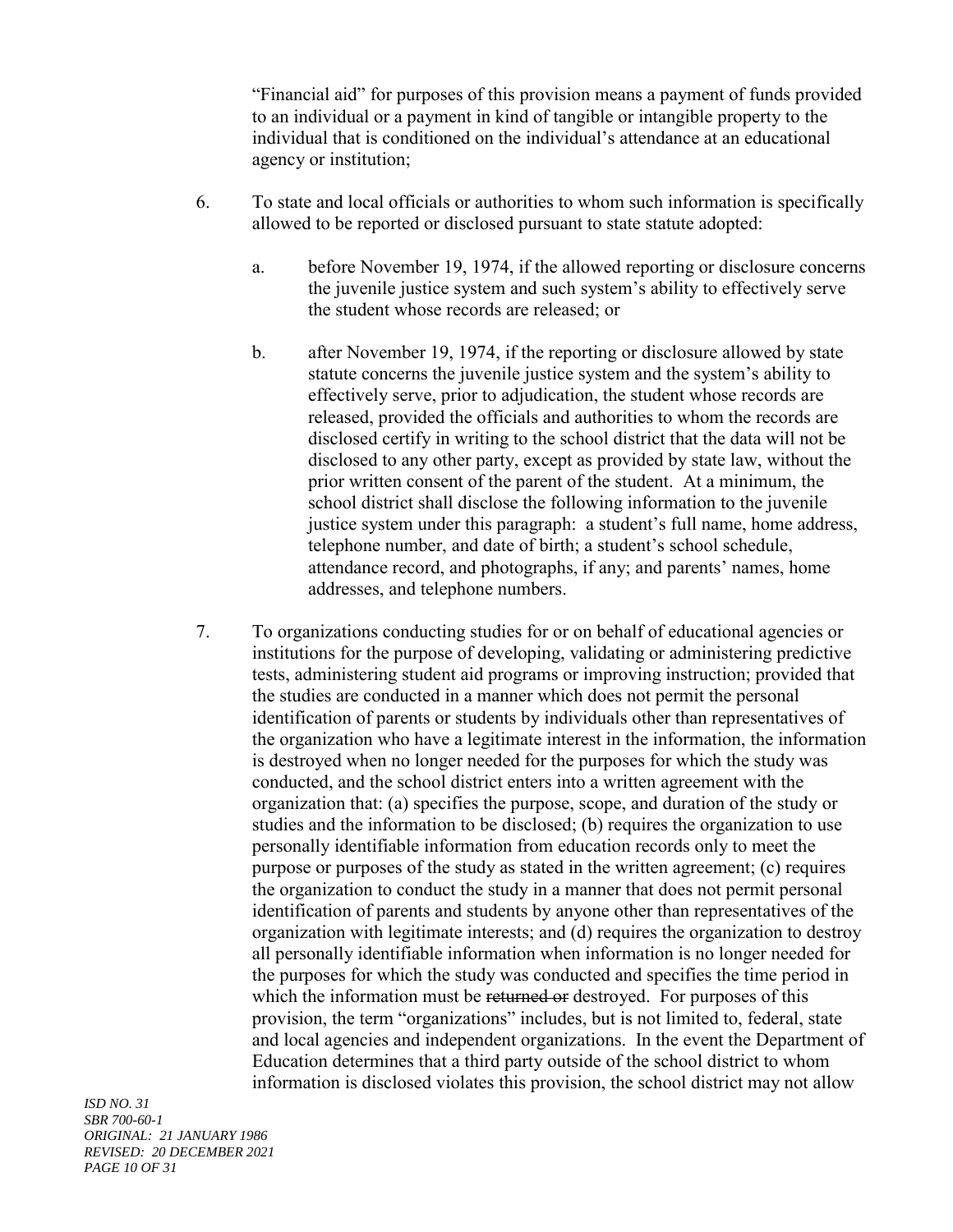"Financial aid" for purposes of this provision means a payment of funds provided to an individual or a payment in kind of tangible or intangible property to the individual that is conditioned on the individual's attendance at an educational agency or institution;

6. To state and local officials or authorities to whom such information is specifically allowed to be reported or disclosed pursuant to state statute adopted:

   a. before November 19, 1974, if the allowed reporting or disclosure concerns the juvenile justice system and such system's ability to effectively serve the student whose records are released; or

   b. after November 19, 1974, if the reporting or disclosure allowed by state statute concerns the juvenile justice system and the system's ability to effectively serve, prior to adjudication, the student whose records are released, provided the officials and authorities to whom the records are disclosed certify in writing to the school district that the data will not be disclosed to any other party, except as provided by state law, without the prior written consent of the parent of the student. At a minimum, the school district shall disclose the following information to the juvenile justice system under this paragraph: a student's full name, home address, telephone number, and date of birth; a student's school schedule, attendance record, and photographs, if any; and parents' names, home addresses, and telephone numbers.

7. To organizations conducting studies for or on behalf of educational agencies or institutions for the purpose of developing, validating or administering predictive tests, administering student aid programs or improving instruction; provided that the studies are conducted in a manner which does not permit the personal identification of parents or students by individuals other than representatives of the organization who have a legitimate interest in the information, the information is destroyed when no longer needed for the purposes for which the study was conducted, and the school district enters into a written agreement with the organization that: (a) specifies the purpose, scope, and duration of the study or studies and the information to be disclosed; (b) requires the organization to use personally identifiable information from education records only to meet the purpose or purposes of the study as stated in the written agreement; (c) requires the organization to conduct the study in a manner that does not permit personal identification of parents and students by anyone other than representatives of the organization with legitimate interests; and (d) requires the organization to destroy all personally identifiable information when information is no longer needed for the purposes for which the study was conducted and specifies the time period in which the information must be ~~returned or~~ destroyed. For purposes of this provision, the term "organizations" includes, but is not limited to, federal, state and local agencies and independent organizations. In the event the Department of Education determines that a third party outside of the school district to whom information is disclosed violates this provision, the school district may not allow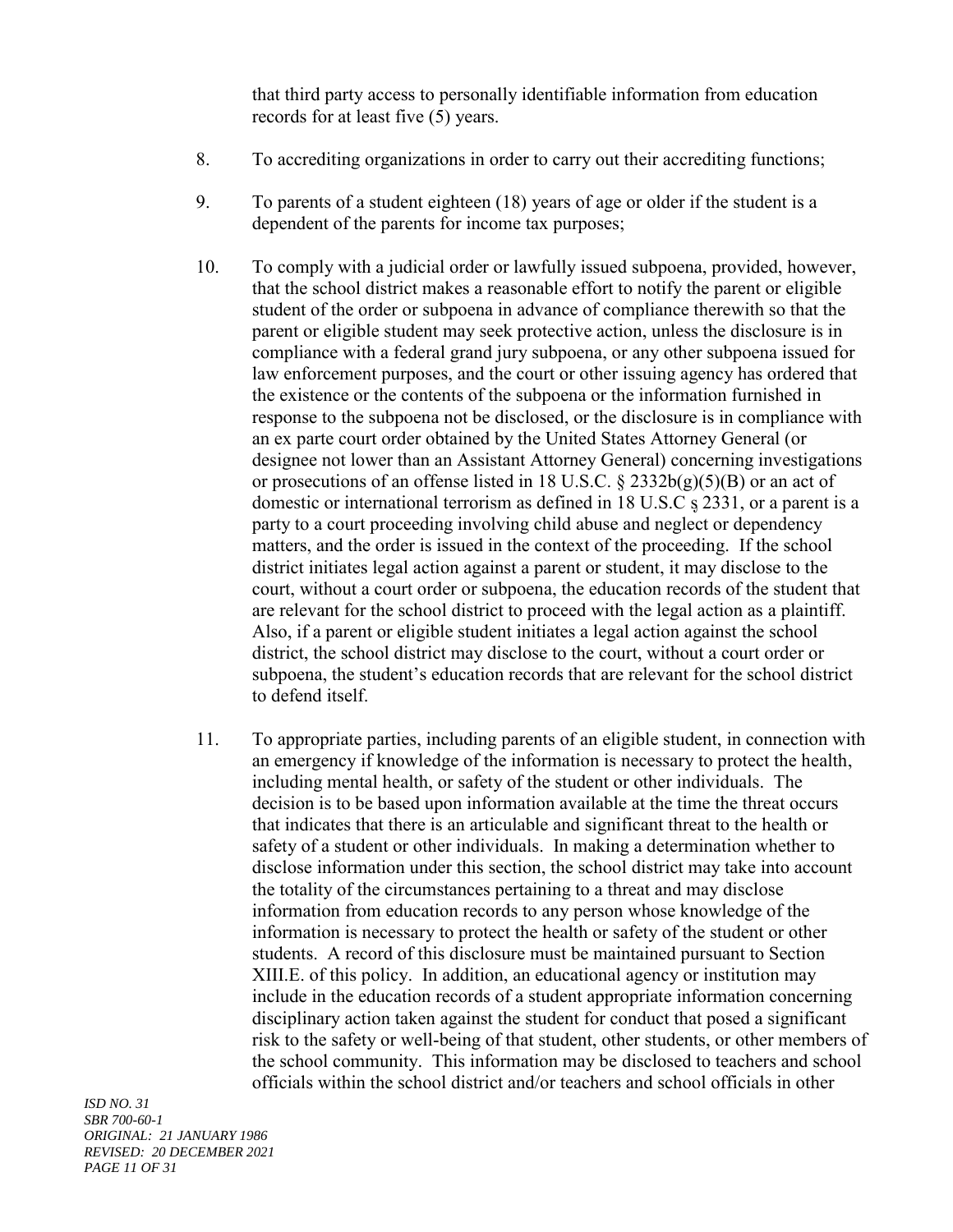that third party access to personally identifiable information from education records for at least five (5) years.

8. To accrediting organizations in order to carry out their accrediting functions;

9. To parents of a student eighteen (18) years of age or older if the student is a dependent of the parents for income tax purposes;

10. To comply with a judicial order or lawfully issued subpoena, provided, however, that the school district makes a reasonable effort to notify the parent or eligible student of the order or subpoena in advance of compliance therewith so that the parent or eligible student may seek protective action, unless the disclosure is in compliance with a federal grand jury subpoena, or any other subpoena issued for law enforcement purposes, and the court or other issuing agency has ordered that the existence or the contents of the subpoena or the information furnished in response to the subpoena not be disclosed, or the disclosure is in compliance with an ex parte court order obtained by the United States Attorney General (or designee not lower than an Assistant Attorney General) concerning investigations or prosecutions of an offense listed in 18 U.S.C. § 2332b(g)(5)(B) or an act of domestic or international terrorism as defined in 18 U.S.C § 2331, or a parent is a party to a court proceeding involving child abuse and neglect or dependency matters, and the order is issued in the context of the proceeding. If the school district initiates legal action against a parent or student, it may disclose to the court, without a court order or subpoena, the education records of the student that are relevant for the school district to proceed with the legal action as a plaintiff. Also, if a parent or eligible student initiates a legal action against the school district, the school district may disclose to the court, without a court order or subpoena, the student's education records that are relevant for the school district to defend itself.

11. To appropriate parties, including parents of an eligible student, in connection with an emergency if knowledge of the information is necessary to protect the health, including mental health, or safety of the student or other individuals. The decision is to be based upon information available at the time the threat occurs that indicates that there is an articulable and significant threat to the health or safety of a student or other individuals. In making a determination whether to disclose information under this section, the school district may take into account the totality of the circumstances pertaining to a threat and may disclose information from education records to any person whose knowledge of the information is necessary to protect the health or safety of the student or other students. A record of this disclosure must be maintained pursuant to Section XIII.E. of this policy. In addition, an educational agency or institution may include in the education records of a student appropriate information concerning disciplinary action taken against the student for conduct that posed a significant risk to the safety or well-being of that student, other students, or other members of the school community. This information may be disclosed to teachers and school officials within the school district and/or teachers and school officials in other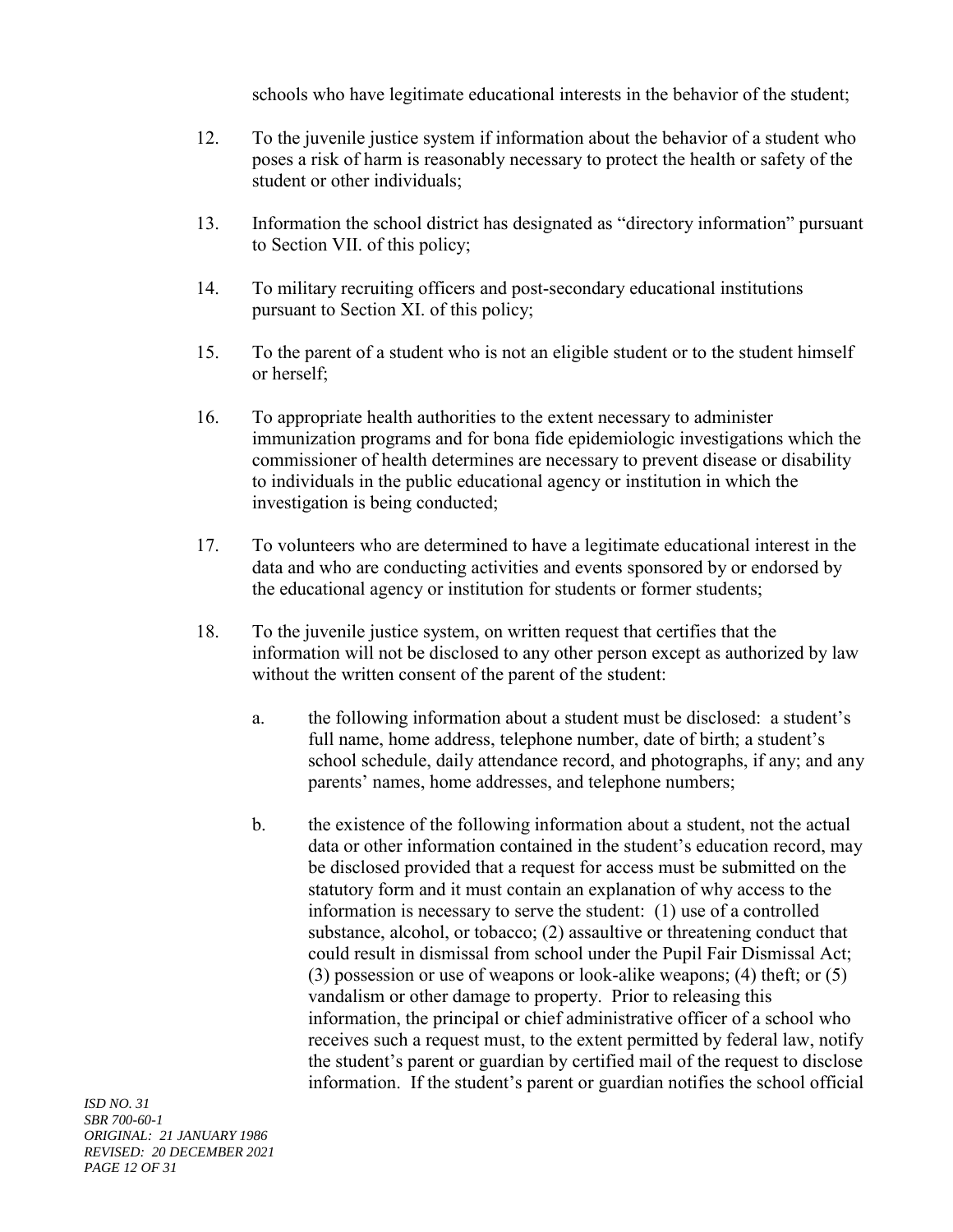schools who have legitimate educational interests in the behavior of the student;

12. To the juvenile justice system if information about the behavior of a student who poses a risk of harm is reasonably necessary to protect the health or safety of the student or other individuals;

13. Information the school district has designated as "directory information" pursuant to Section VII. of this policy;

14. To military recruiting officers and post-secondary educational institutions pursuant to Section XI. of this policy;

15. To the parent of a student who is not an eligible student or to the student himself or herself;

16. To appropriate health authorities to the extent necessary to administer immunization programs and for bona fide epidemiologic investigations which the commissioner of health determines are necessary to prevent disease or disability to individuals in the public educational agency or institution in which the investigation is being conducted;

17. To volunteers who are determined to have a legitimate educational interest in the data and who are conducting activities and events sponsored by or endorsed by the educational agency or institution for students or former students;

18. To the juvenile justice system, on written request that certifies that the information will not be disclosed to any other person except as authorized by law without the written consent of the parent of the student:

    a. the following information about a student must be disclosed: a student's full name, home address, telephone number, date of birth; a student's school schedule, daily attendance record, and photographs, if any; and any parents' names, home addresses, and telephone numbers;

    b. the existence of the following information about a student, not the actual data or other information contained in the student's education record, may be disclosed provided that a request for access must be submitted on the statutory form and it must contain an explanation of why access to the information is necessary to serve the student: (1) use of a controlled substance, alcohol, or tobacco; (2) assaultive or threatening conduct that could result in dismissal from school under the Pupil Fair Dismissal Act; (3) possession or use of weapons or look-alike weapons; (4) theft; or (5) vandalism or other damage to property. Prior to releasing this information, the principal or chief administrative officer of a school who receives such a request must, to the extent permitted by federal law, notify the student's parent or guardian by certified mail of the request to disclose information. If the student's parent or guardian notifies the school official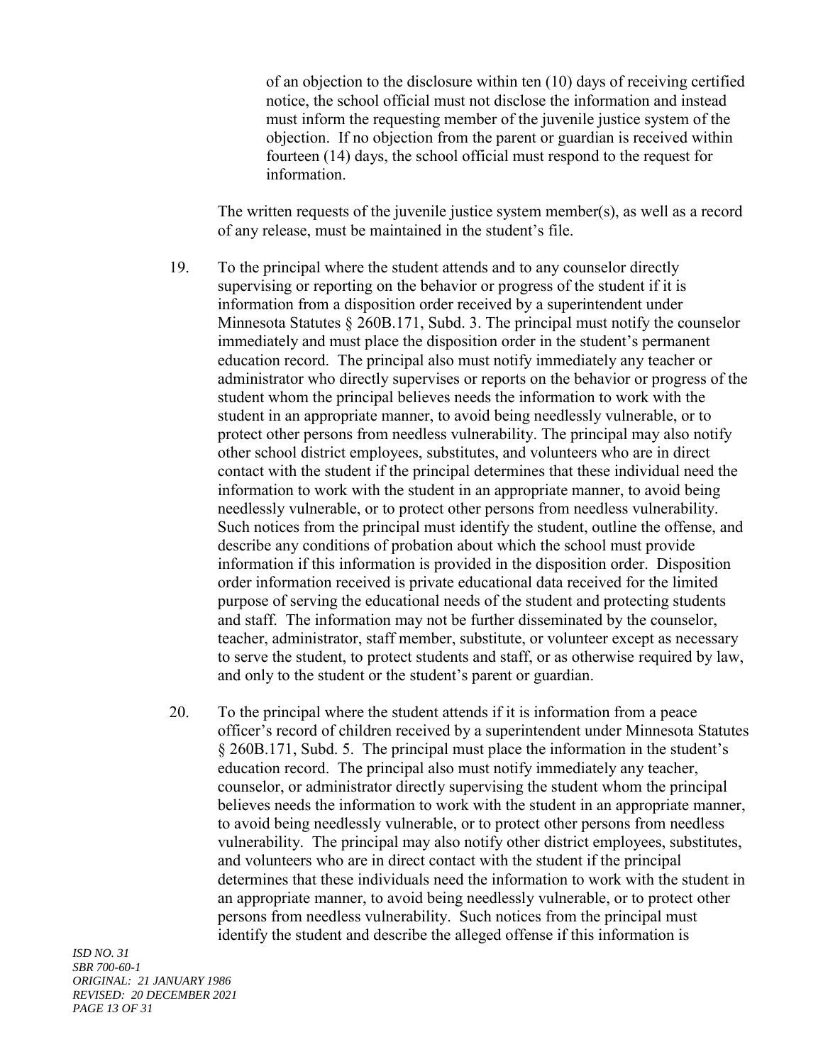of an objection to the disclosure within ten (10) days of receiving certified notice, the school official must not disclose the information and instead must inform the requesting member of the juvenile justice system of the objection. If no objection from the parent or guardian is received within fourteen (14) days, the school official must respond to the request for information.

The written requests of the juvenile justice system member(s), as well as a record of any release, must be maintained in the student's file.

19. To the principal where the student attends and to any counselor directly supervising or reporting on the behavior or progress of the student if it is information from a disposition order received by a superintendent under Minnesota Statutes § 260B.171, Subd. 3. The principal must notify the counselor immediately and must place the disposition order in the student's permanent education record. The principal also must notify immediately any teacher or administrator who directly supervises or reports on the behavior or progress of the student whom the principal believes needs the information to work with the student in an appropriate manner, to avoid being needlessly vulnerable, or to protect other persons from needless vulnerability. The principal may also notify other school district employees, substitutes, and volunteers who are in direct contact with the student if the principal determines that these individual need the information to work with the student in an appropriate manner, to avoid being needlessly vulnerable, or to protect other persons from needless vulnerability. Such notices from the principal must identify the student, outline the offense, and describe any conditions of probation about which the school must provide information if this information is provided in the disposition order. Disposition order information received is private educational data received for the limited purpose of serving the educational needs of the student and protecting students and staff. The information may not be further disseminated by the counselor, teacher, administrator, staff member, substitute, or volunteer except as necessary to serve the student, to protect students and staff, or as otherwise required by law, and only to the student or the student's parent or guardian.

20. To the principal where the student attends if it is information from a peace officer's record of children received by a superintendent under Minnesota Statutes § 260B.171, Subd. 5. The principal must place the information in the student's education record. The principal also must notify immediately any teacher, counselor, or administrator directly supervising the student whom the principal believes needs the information to work with the student in an appropriate manner, to avoid being needlessly vulnerable, or to protect other persons from needless vulnerability. The principal may also notify other district employees, substitutes, and volunteers who are in direct contact with the student if the principal determines that these individuals need the information to work with the student in an appropriate manner, to avoid being needlessly vulnerable, or to protect other persons from needless vulnerability. Such notices from the principal must identify the student and describe the alleged offense if this information is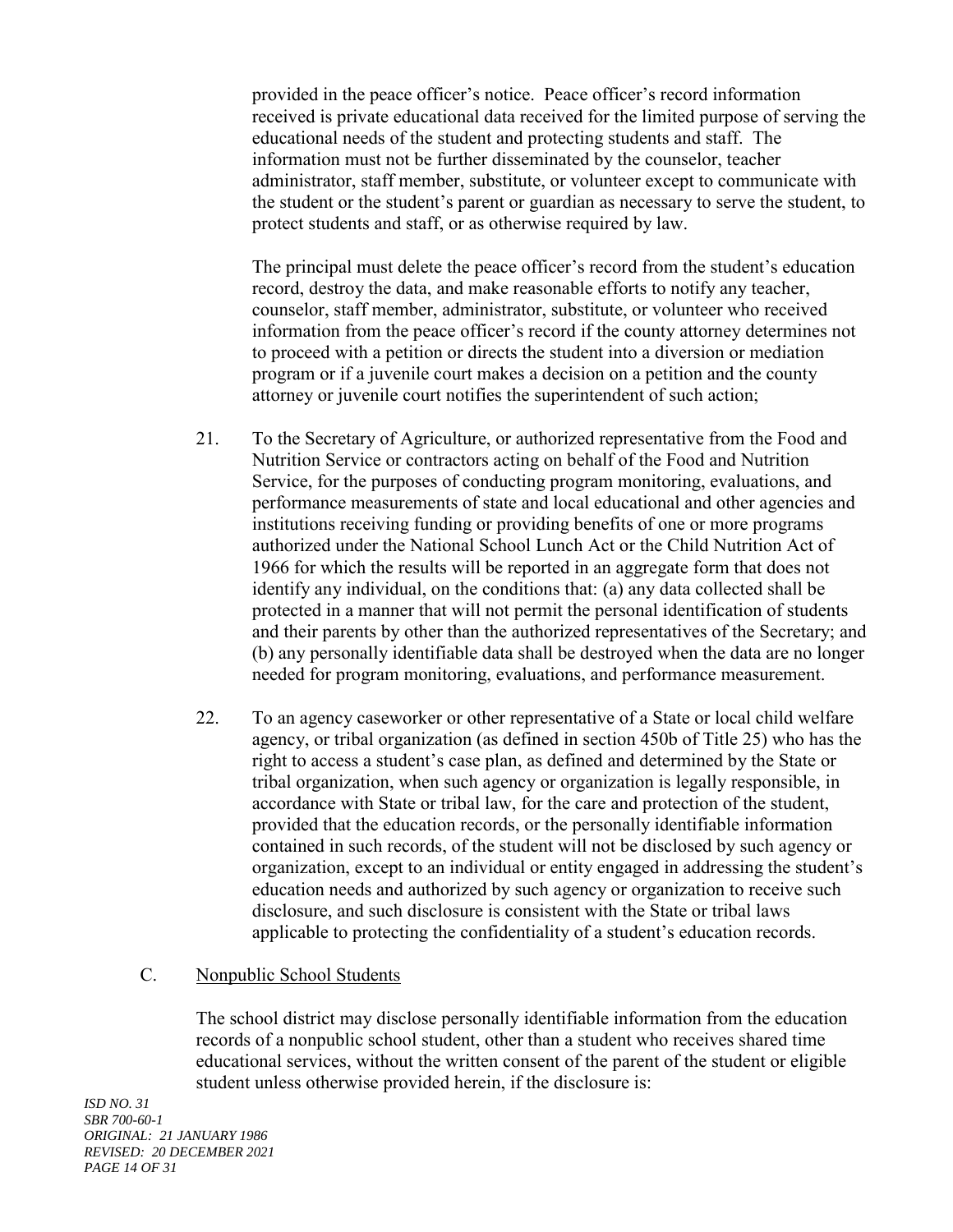provided in the peace officer's notice. Peace officer's record information received is private educational data received for the limited purpose of serving the educational needs of the student and protecting students and staff. The information must not be further disseminated by the counselor, teacher administrator, staff member, substitute, or volunteer except to communicate with the student or the student's parent or guardian as necessary to serve the student, to protect students and staff, or as otherwise required by law.

The principal must delete the peace officer's record from the student's education record, destroy the data, and make reasonable efforts to notify any teacher, counselor, staff member, administrator, substitute, or volunteer who received information from the peace officer's record if the county attorney determines not to proceed with a petition or directs the student into a diversion or mediation program or if a juvenile court makes a decision on a petition and the county attorney or juvenile court notifies the superintendent of such action;

21. To the Secretary of Agriculture, or authorized representative from the Food and Nutrition Service or contractors acting on behalf of the Food and Nutrition Service, for the purposes of conducting program monitoring, evaluations, and performance measurements of state and local educational and other agencies and institutions receiving funding or providing benefits of one or more programs authorized under the National School Lunch Act or the Child Nutrition Act of 1966 for which the results will be reported in an aggregate form that does not identify any individual, on the conditions that: (a) any data collected shall be protected in a manner that will not permit the personal identification of students and their parents by other than the authorized representatives of the Secretary; and (b) any personally identifiable data shall be destroyed when the data are no longer needed for program monitoring, evaluations, and performance measurement.

22. To an agency caseworker or other representative of a State or local child welfare agency, or tribal organization (as defined in section 450b of Title 25) who has the right to access a student's case plan, as defined and determined by the State or tribal organization, when such agency or organization is legally responsible, in accordance with State or tribal law, for the care and protection of the student, provided that the education records, or the personally identifiable information contained in such records, of the student will not be disclosed by such agency or organization, except to an individual or entity engaged in addressing the student's education needs and authorized by such agency or organization to receive such disclosure, and such disclosure is consistent with the State or tribal laws applicable to protecting the confidentiality of a student's education records.

C. <u>Nonpublic School Students</u>

The school district may disclose personally identifiable information from the education records of a nonpublic school student, other than a student who receives shared time educational services, without the written consent of the parent of the student or eligible student unless otherwise provided herein, if the disclosure is:

*ISD NO. 31*
*SBR 700-60-1*
*ORIGINAL: 21 JANUARY 1986*
*REVISED: 20 DECEMBER 2021*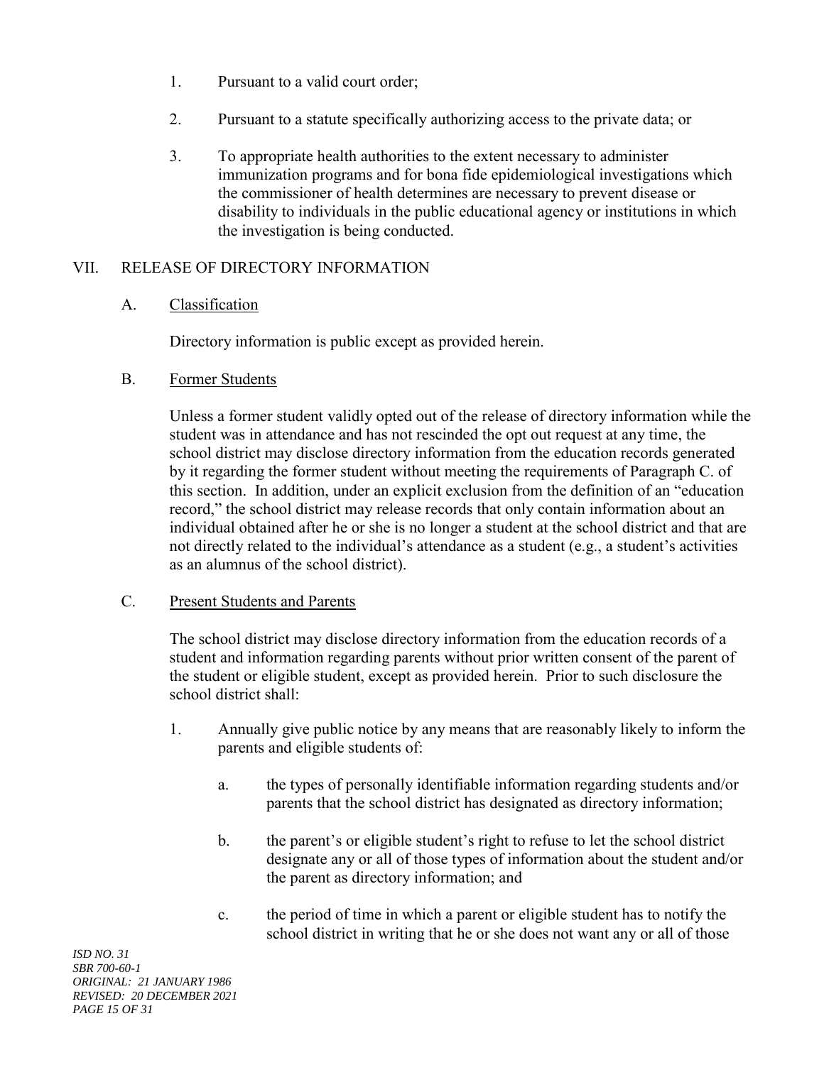1. Pursuant to a valid court order;

2. Pursuant to a statute specifically authorizing access to the private data; or

3. To appropriate health authorities to the extent necessary to administer immunization programs and for bona fide epidemiological investigations which the commissioner of health determines are necessary to prevent disease or disability to individuals in the public educational agency or institutions in which the investigation is being conducted.

## VII. RELEASE OF DIRECTORY INFORMATION

### A. Classification

Directory information is public except as provided herein.

### B. Former Students

Unless a former student validly opted out of the release of directory information while the student was in attendance and has not rescinded the opt out request at any time, the school district may disclose directory information from the education records generated by it regarding the former student without meeting the requirements of Paragraph C. of this section. In addition, under an explicit exclusion from the definition of an "education record," the school district may release records that only contain information about an individual obtained after he or she is no longer a student at the school district and that are not directly related to the individual's attendance as a student (e.g., a student's activities as an alumnus of the school district).

### C. Present Students and Parents

The school district may disclose directory information from the education records of a student and information regarding parents without prior written consent of the parent of the student or eligible student, except as provided herein. Prior to such disclosure the school district shall:

1. Annually give public notice by any means that are reasonably likely to inform the parents and eligible students of:

   a. the types of personally identifiable information regarding students and/or parents that the school district has designated as directory information;

   b. the parent's or eligible student's right to refuse to let the school district designate any or all of those types of information about the student and/or the parent as directory information; and

   c. the period of time in which a parent or eligible student has to notify the school district in writing that he or she does not want any or all of those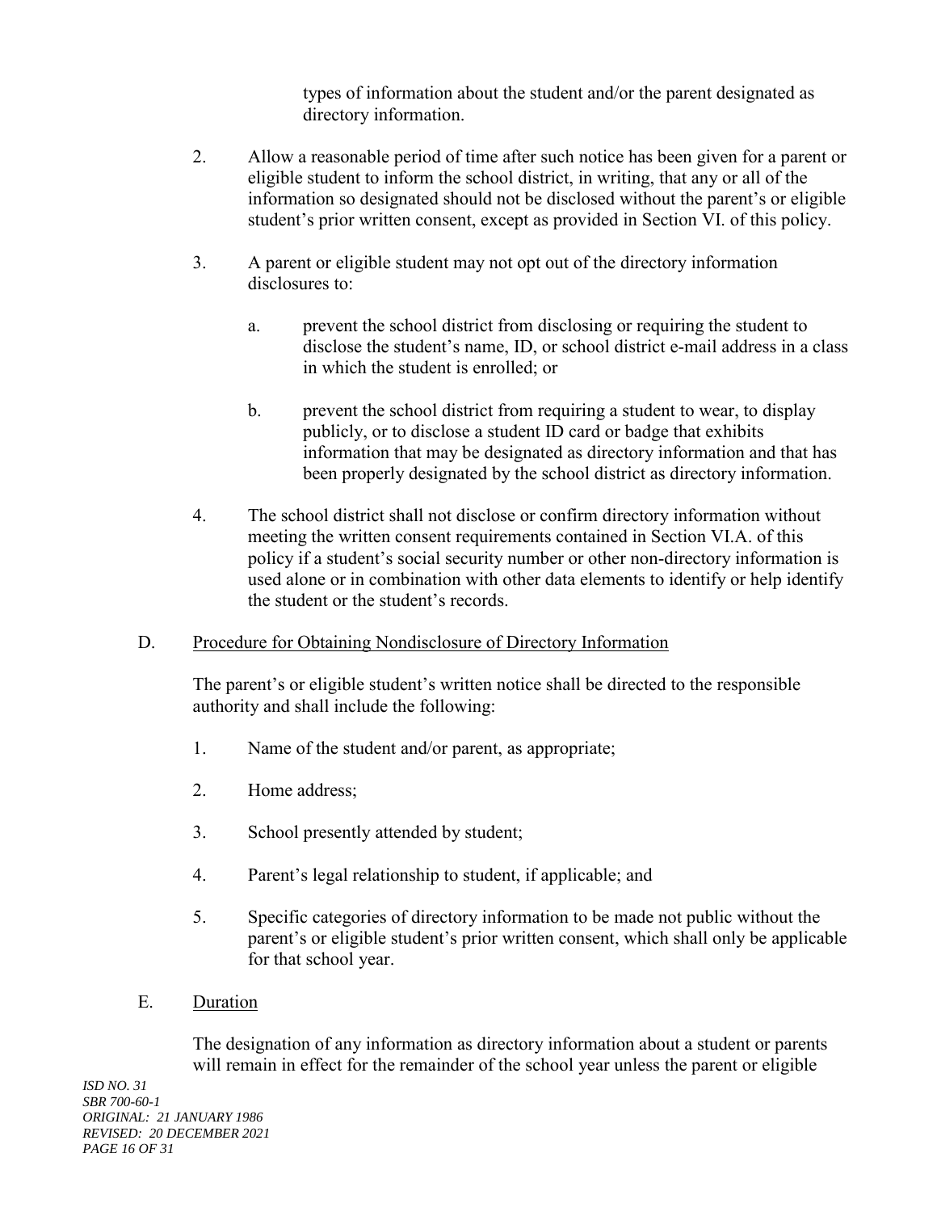types of information about the student and/or the parent designated as directory information.

2. Allow a reasonable period of time after such notice has been given for a parent or eligible student to inform the school district, in writing, that any or all of the information so designated should not be disclosed without the parent's or eligible student's prior written consent, except as provided in Section VI. of this policy.

3. A parent or eligible student may not opt out of the directory information disclosures to:

   a. prevent the school district from disclosing or requiring the student to disclose the student's name, ID, or school district e-mail address in a class in which the student is enrolled; or

   b. prevent the school district from requiring a student to wear, to display publicly, or to disclose a student ID card or badge that exhibits information that may be designated as directory information and that has been properly designated by the school district as directory information.

4. The school district shall not disclose or confirm directory information without meeting the written consent requirements contained in Section VI.A. of this policy if a student's social security number or other non-directory information is used alone or in combination with other data elements to identify or help identify the student or the student's records.

D. Procedure for Obtaining Nondisclosure of Directory Information

The parent's or eligible student's written notice shall be directed to the responsible authority and shall include the following:

1. Name of the student and/or parent, as appropriate;

2. Home address;

3. School presently attended by student;

4. Parent's legal relationship to student, if applicable; and

5. Specific categories of directory information to be made not public without the parent's or eligible student's prior written consent, which shall only be applicable for that school year.

E. Duration

The designation of any information as directory information about a student or parents will remain in effect for the remainder of the school year unless the parent or eligible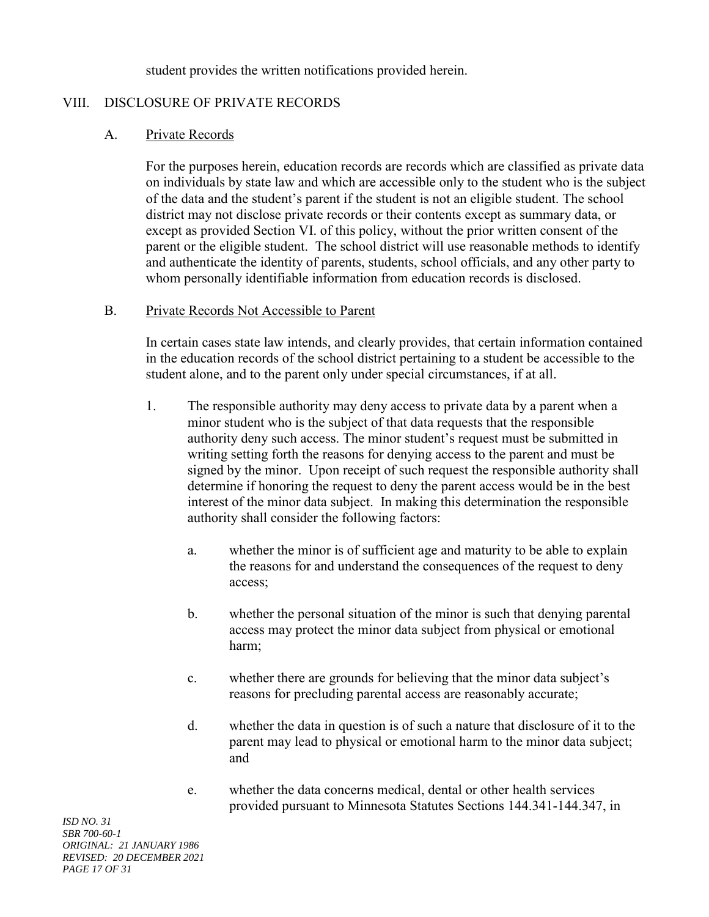student provides the written notifications provided herein.

## VIII. DISCLOSURE OF PRIVATE RECORDS

### A. Private Records

For the purposes herein, education records are records which are classified as private data on individuals by state law and which are accessible only to the student who is the subject of the data and the student's parent if the student is not an eligible student. The school district may not disclose private records or their contents except as summary data, or except as provided Section VI. of this policy, without the prior written consent of the parent or the eligible student. The school district will use reasonable methods to identify and authenticate the identity of parents, students, school officials, and any other party to whom personally identifiable information from education records is disclosed.

### B. Private Records Not Accessible to Parent

In certain cases state law intends, and clearly provides, that certain information contained in the education records of the school district pertaining to a student be accessible to the student alone, and to the parent only under special circumstances, if at all.

1. The responsible authority may deny access to private data by a parent when a minor student who is the subject of that data requests that the responsible authority deny such access. The minor student's request must be submitted in writing setting forth the reasons for denying access to the parent and must be signed by the minor. Upon receipt of such request the responsible authority shall determine if honoring the request to deny the parent access would be in the best interest of the minor data subject. In making this determination the responsible authority shall consider the following factors:

   a. whether the minor is of sufficient age and maturity to be able to explain the reasons for and understand the consequences of the request to deny access;

   b. whether the personal situation of the minor is such that denying parental access may protect the minor data subject from physical or emotional harm;

   c. whether there are grounds for believing that the minor data subject's reasons for precluding parental access are reasonably accurate;

   d. whether the data in question is of such a nature that disclosure of it to the parent may lead to physical or emotional harm to the minor data subject; and

   e. whether the data concerns medical, dental or other health services provided pursuant to Minnesota Statutes Sections 144.341-144.347, in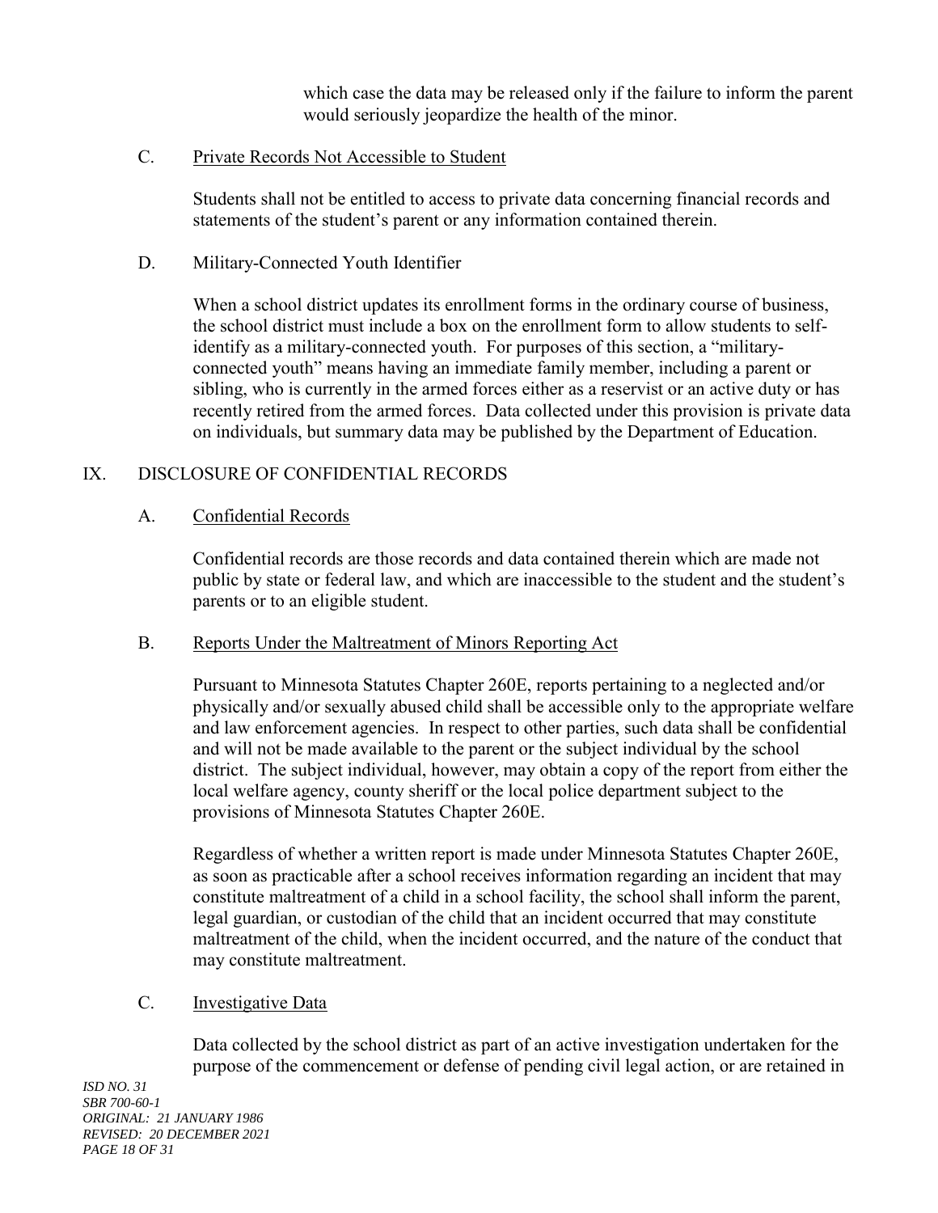which case the data may be released only if the failure to inform the parent would seriously jeopardize the health of the minor.

C. Private Records Not Accessible to Student

Students shall not be entitled to access to private data concerning financial records and statements of the student's parent or any information contained therein.

D. Military-Connected Youth Identifier

When a school district updates its enrollment forms in the ordinary course of business, the school district must include a box on the enrollment form to allow students to self-identify as a military-connected youth. For purposes of this section, a "military-connected youth" means having an immediate family member, including a parent or sibling, who is currently in the armed forces either as a reservist or an active duty or has recently retired from the armed forces. Data collected under this provision is private data on individuals, but summary data may be published by the Department of Education.

## IX. DISCLOSURE OF CONFIDENTIAL RECORDS

A. Confidential Records

Confidential records are those records and data contained therein which are made not public by state or federal law, and which are inaccessible to the student and the student's parents or to an eligible student.

B. Reports Under the Maltreatment of Minors Reporting Act

Pursuant to Minnesota Statutes Chapter 260E, reports pertaining to a neglected and/or physically and/or sexually abused child shall be accessible only to the appropriate welfare and law enforcement agencies. In respect to other parties, such data shall be confidential and will not be made available to the parent or the subject individual by the school district. The subject individual, however, may obtain a copy of the report from either the local welfare agency, county sheriff or the local police department subject to the provisions of Minnesota Statutes Chapter 260E.

Regardless of whether a written report is made under Minnesota Statutes Chapter 260E, as soon as practicable after a school receives information regarding an incident that may constitute maltreatment of a child in a school facility, the school shall inform the parent, legal guardian, or custodian of the child that an incident occurred that may constitute maltreatment of the child, when the incident occurred, and the nature of the conduct that may constitute maltreatment.

C. Investigative Data

Data collected by the school district as part of an active investigation undertaken for the purpose of the commencement or defense of pending civil legal action, or are retained in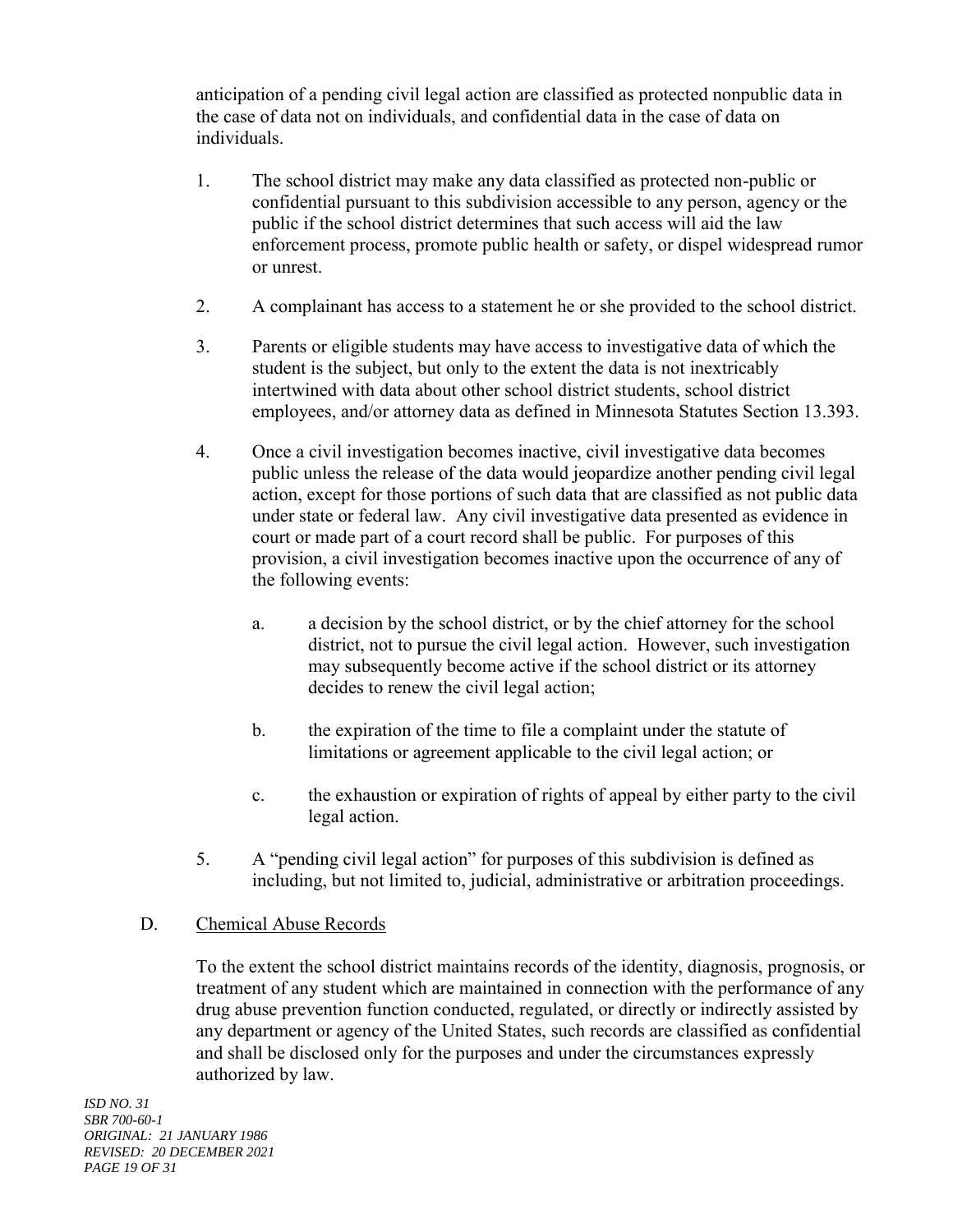anticipation of a pending civil legal action are classified as protected nonpublic data in the case of data not on individuals, and confidential data in the case of data on individuals.

1. The school district may make any data classified as protected non-public or confidential pursuant to this subdivision accessible to any person, agency or the public if the school district determines that such access will aid the law enforcement process, promote public health or safety, or dispel widespread rumor or unrest.

2. A complainant has access to a statement he or she provided to the school district.

3. Parents or eligible students may have access to investigative data of which the student is the subject, but only to the extent the data is not inextricably intertwined with data about other school district students, school district employees, and/or attorney data as defined in Minnesota Statutes Section 13.393.

4. Once a civil investigation becomes inactive, civil investigative data becomes public unless the release of the data would jeopardize another pending civil legal action, except for those portions of such data that are classified as not public data under state or federal law. Any civil investigative data presented as evidence in court or made part of a court record shall be public. For purposes of this provision, a civil investigation becomes inactive upon the occurrence of any of the following events:

   a. a decision by the school district, or by the chief attorney for the school district, not to pursue the civil legal action. However, such investigation may subsequently become active if the school district or its attorney decides to renew the civil legal action;

   b. the expiration of the time to file a complaint under the statute of limitations or agreement applicable to the civil legal action; or

   c. the exhaustion or expiration of rights of appeal by either party to the civil legal action.

5. A "pending civil legal action" for purposes of this subdivision is defined as including, but not limited to, judicial, administrative or arbitration proceedings.

D. <u>Chemical Abuse Records</u>

To the extent the school district maintains records of the identity, diagnosis, prognosis, or treatment of any student which are maintained in connection with the performance of any drug abuse prevention function conducted, regulated, or directly or indirectly assisted by any department or agency of the United States, such records are classified as confidential and shall be disclosed only for the purposes and under the circumstances expressly authorized by law.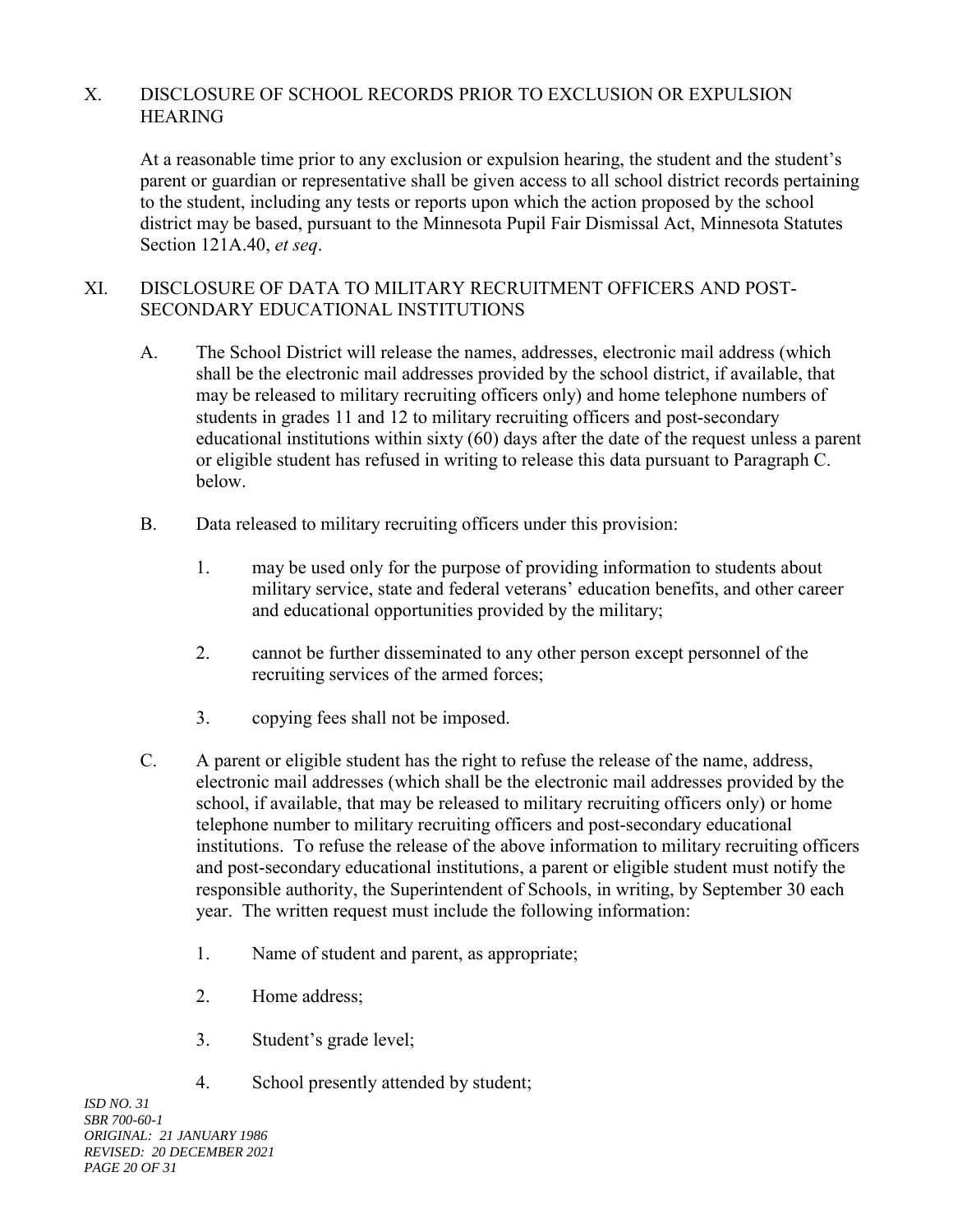## X. DISCLOSURE OF SCHOOL RECORDS PRIOR TO EXCLUSION OR EXPULSION HEARING

At a reasonable time prior to any exclusion or expulsion hearing, the student and the student's parent or guardian or representative shall be given access to all school district records pertaining to the student, including any tests or reports upon which the action proposed by the school district may be based, pursuant to the Minnesota Pupil Fair Dismissal Act, Minnesota Statutes Section 121A.40, *et seq*.

## XI. DISCLOSURE OF DATA TO MILITARY RECRUITMENT OFFICERS AND POST-SECONDARY EDUCATIONAL INSTITUTIONS

A. The School District will release the names, addresses, electronic mail address (which shall be the electronic mail addresses provided by the school district, if available, that may be released to military recruiting officers only) and home telephone numbers of students in grades 11 and 12 to military recruiting officers and post-secondary educational institutions within sixty (60) days after the date of the request unless a parent or eligible student has refused in writing to release this data pursuant to Paragraph C. below.

B. Data released to military recruiting officers under this provision:

1. may be used only for the purpose of providing information to students about military service, state and federal veterans' education benefits, and other career and educational opportunities provided by the military;

2. cannot be further disseminated to any other person except personnel of the recruiting services of the armed forces;

3. copying fees shall not be imposed.

C. A parent or eligible student has the right to refuse the release of the name, address, electronic mail addresses (which shall be the electronic mail addresses provided by the school, if available, that may be released to military recruiting officers only) or home telephone number to military recruiting officers and post-secondary educational institutions. To refuse the release of the above information to military recruiting officers and post-secondary educational institutions, a parent or eligible student must notify the responsible authority, the Superintendent of Schools, in writing, by September 30 each year. The written request must include the following information:

1. Name of student and parent, as appropriate;

2. Home address;

3. Student's grade level;

4. School presently attended by student;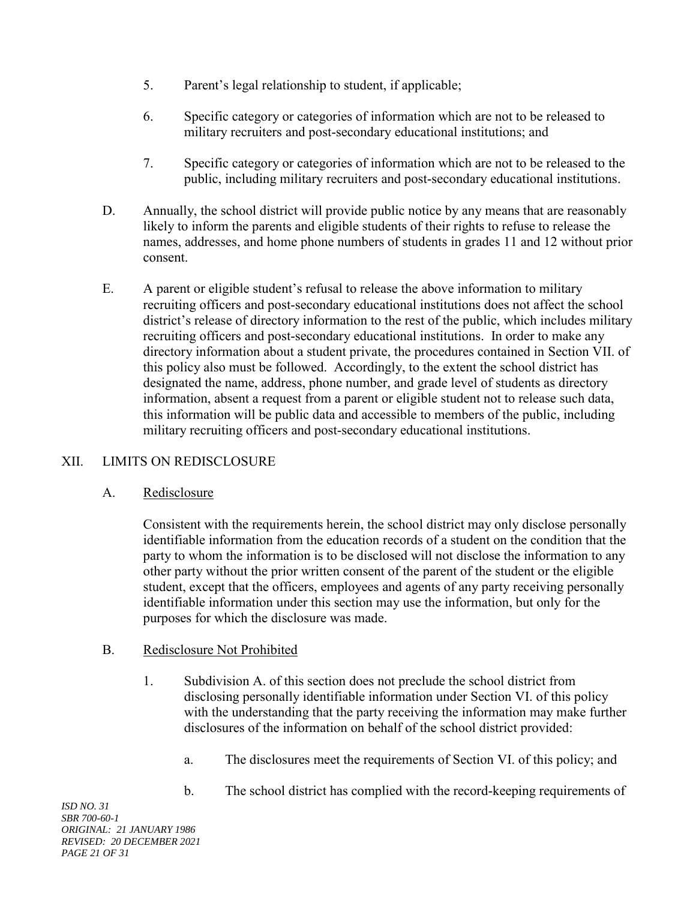5. Parent's legal relationship to student, if applicable;

6. Specific category or categories of information which are not to be released to military recruiters and post-secondary educational institutions; and

7. Specific category or categories of information which are not to be released to the public, including military recruiters and post-secondary educational institutions.

D. Annually, the school district will provide public notice by any means that are reasonably likely to inform the parents and eligible students of their rights to refuse to release the names, addresses, and home phone numbers of students in grades 11 and 12 without prior consent.

E. A parent or eligible student's refusal to release the above information to military recruiting officers and post-secondary educational institutions does not affect the school district's release of directory information to the rest of the public, which includes military recruiting officers and post-secondary educational institutions. In order to make any directory information about a student private, the procedures contained in Section VII. of this policy also must be followed. Accordingly, to the extent the school district has designated the name, address, phone number, and grade level of students as directory information, absent a request from a parent or eligible student not to release such data, this information will be public data and accessible to members of the public, including military recruiting officers and post-secondary educational institutions.

## XII. LIMITS ON REDISCLOSURE

### A. Redisclosure

Consistent with the requirements herein, the school district may only disclose personally identifiable information from the education records of a student on the condition that the party to whom the information is to be disclosed will not disclose the information to any other party without the prior written consent of the parent of the student or the eligible student, except that the officers, employees and agents of any party receiving personally identifiable information under this section may use the information, but only for the purposes for which the disclosure was made.

### B. Redisclosure Not Prohibited

1. Subdivision A. of this section does not preclude the school district from disclosing personally identifiable information under Section VI. of this policy with the understanding that the party receiving the information may make further disclosures of the information on behalf of the school district provided:

   a. The disclosures meet the requirements of Section VI. of this policy; and

   b. The school district has complied with the record-keeping requirements of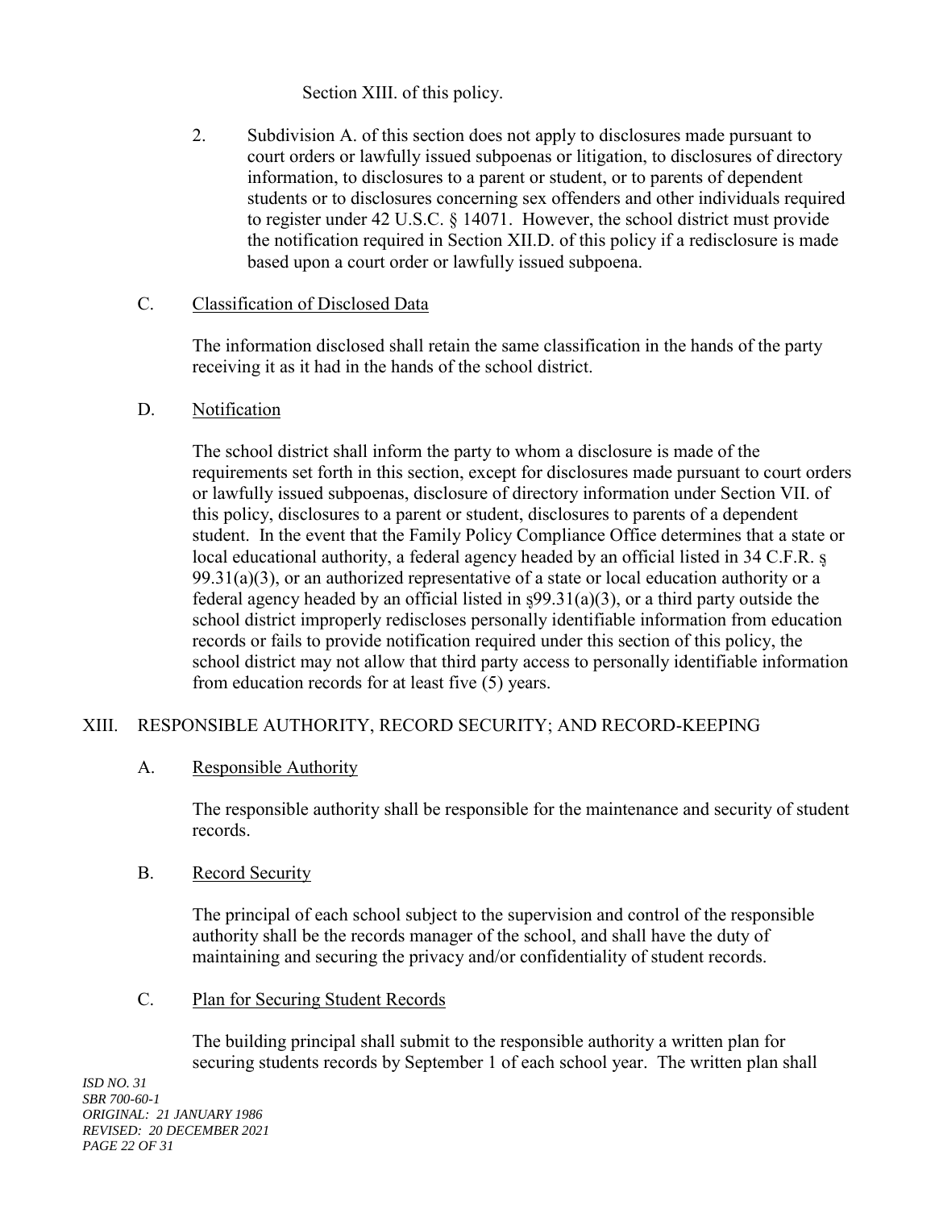Section XIII. of this policy.

2. Subdivision A. of this section does not apply to disclosures made pursuant to court orders or lawfully issued subpoenas or litigation, to disclosures of directory information, to disclosures to a parent or student, or to parents of dependent students or to disclosures concerning sex offenders and other individuals required to register under 42 U.S.C. § 14071. However, the school district must provide the notification required in Section XII.D. of this policy if a redisclosure is made based upon a court order or lawfully issued subpoena.

C. Classification of Disclosed Data

The information disclosed shall retain the same classification in the hands of the party receiving it as it had in the hands of the school district.

D. Notification

The school district shall inform the party to whom a disclosure is made of the requirements set forth in this section, except for disclosures made pursuant to court orders or lawfully issued subpoenas, disclosure of directory information under Section VII. of this policy, disclosures to a parent or student, disclosures to parents of a dependent student. In the event that the Family Policy Compliance Office determines that a state or local educational authority, a federal agency headed by an official listed in 34 C.F.R. § 99.31(a)(3), or an authorized representative of a state or local education authority or a federal agency headed by an official listed in §99.31(a)(3), or a third party outside the school district improperly rediscloses personally identifiable information from education records or fails to provide notification required under this section of this policy, the school district may not allow that third party access to personally identifiable information from education records for at least five (5) years.

## XIII. RESPONSIBLE AUTHORITY, RECORD SECURITY; AND RECORD-KEEPING

A. Responsible Authority

The responsible authority shall be responsible for the maintenance and security of student records.

B. Record Security

The principal of each school subject to the supervision and control of the responsible authority shall be the records manager of the school, and shall have the duty of maintaining and securing the privacy and/or confidentiality of student records.

C. Plan for Securing Student Records

The building principal shall submit to the responsible authority a written plan for securing students records by September 1 of each school year. The written plan shall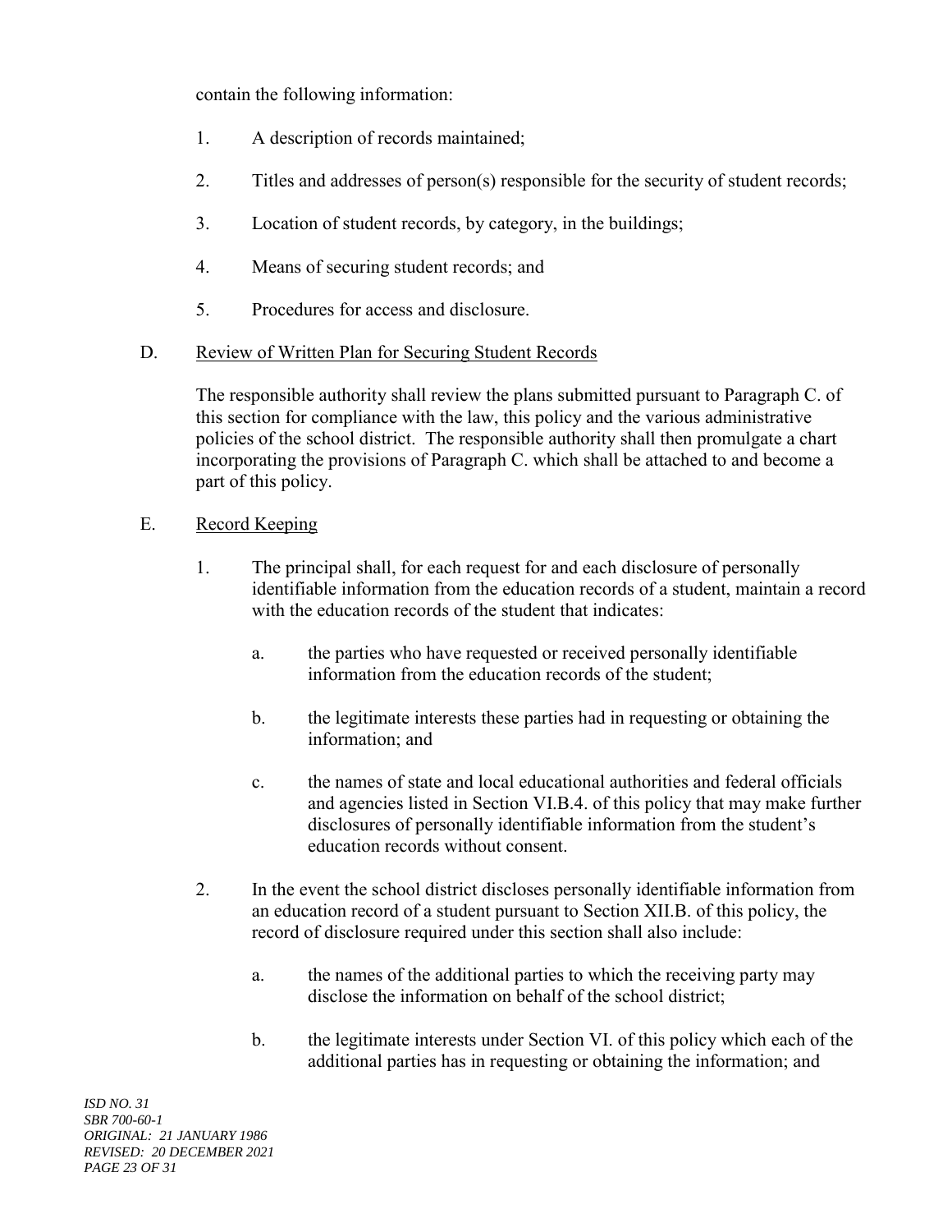contain the following information:

1. A description of records maintained;
2. Titles and addresses of person(s) responsible for the security of student records;
3. Location of student records, by category, in the buildings;
4. Means of securing student records; and
5. Procedures for access and disclosure.

D. Review of Written Plan for Securing Student Records

The responsible authority shall review the plans submitted pursuant to Paragraph C. of this section for compliance with the law, this policy and the various administrative policies of the school district. The responsible authority shall then promulgate a chart incorporating the provisions of Paragraph C. which shall be attached to and become a part of this policy.

E. Record Keeping

1. The principal shall, for each request for and each disclosure of personally identifiable information from the education records of a student, maintain a record with the education records of the student that indicates:

   a. the parties who have requested or received personally identifiable information from the education records of the student;

   b. the legitimate interests these parties had in requesting or obtaining the information; and

   c. the names of state and local educational authorities and federal officials and agencies listed in Section VI.B.4. of this policy that may make further disclosures of personally identifiable information from the student's education records without consent.

2. In the event the school district discloses personally identifiable information from an education record of a student pursuant to Section XII.B. of this policy, the record of disclosure required under this section shall also include:

   a. the names of the additional parties to which the receiving party may disclose the information on behalf of the school district;

   b. the legitimate interests under Section VI. of this policy which each of the additional parties has in requesting or obtaining the information; and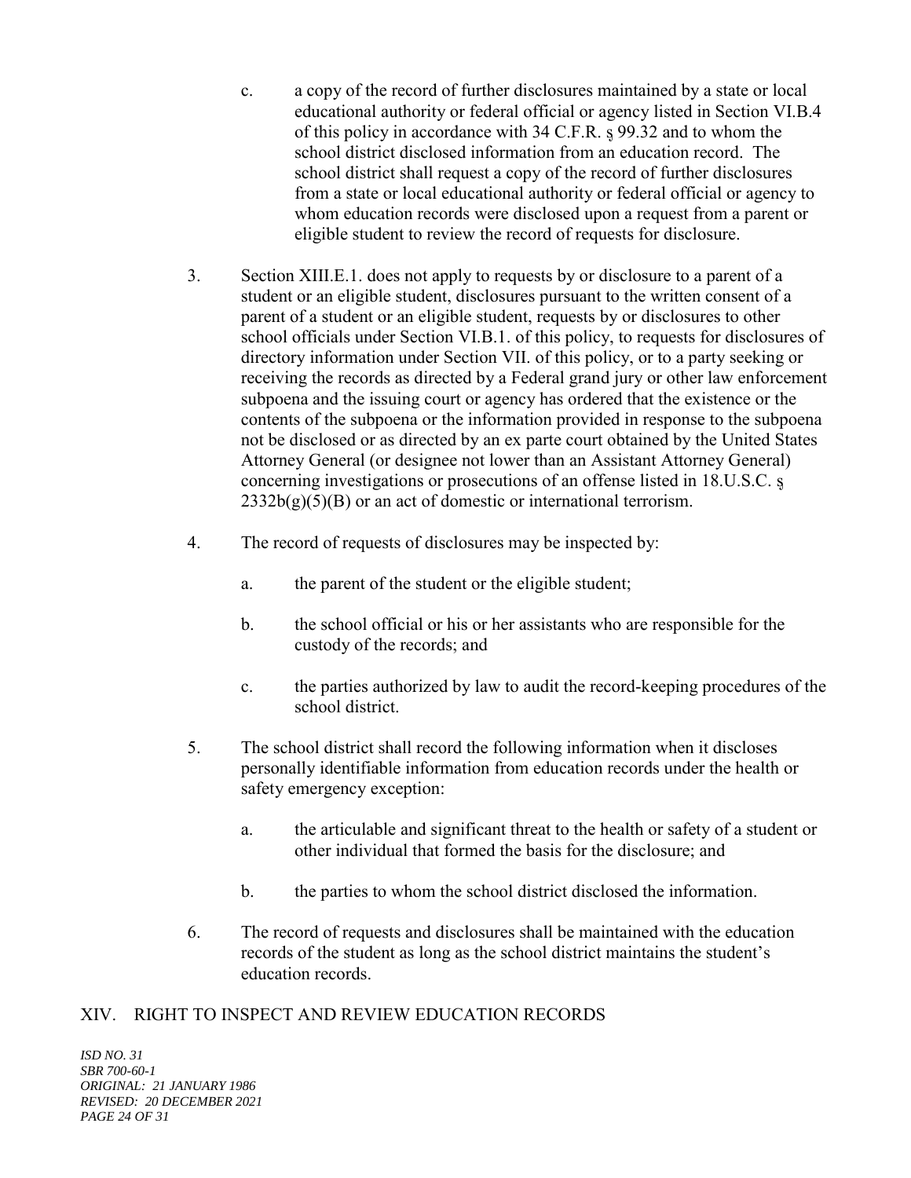c. a copy of the record of further disclosures maintained by a state or local educational authority or federal official or agency listed in Section VI.B.4 of this policy in accordance with 34 C.F.R. § 99.32 and to whom the school district disclosed information from an education record. The school district shall request a copy of the record of further disclosures from a state or local educational authority or federal official or agency to whom education records were disclosed upon a request from a parent or eligible student to review the record of requests for disclosure.

3. Section XIII.E.1. does not apply to requests by or disclosure to a parent of a student or an eligible student, disclosures pursuant to the written consent of a parent of a student or an eligible student, requests by or disclosures to other school officials under Section VI.B.1. of this policy, to requests for disclosures of directory information under Section VII. of this policy, or to a party seeking or receiving the records as directed by a Federal grand jury or other law enforcement subpoena and the issuing court or agency has ordered that the existence or the contents of the subpoena or the information provided in response to the subpoena not be disclosed or as directed by an ex parte court obtained by the United States Attorney General (or designee not lower than an Assistant Attorney General) concerning investigations or prosecutions of an offense listed in 18.U.S.C. § 2332b(g)(5)(B) or an act of domestic or international terrorism.

4. The record of requests of disclosures may be inspected by:

   a. the parent of the student or the eligible student;

   b. the school official or his or her assistants who are responsible for the custody of the records; and

   c. the parties authorized by law to audit the record-keeping procedures of the school district.

5. The school district shall record the following information when it discloses personally identifiable information from education records under the health or safety emergency exception:

   a. the articulable and significant threat to the health or safety of a student or other individual that formed the basis for the disclosure; and

   b. the parties to whom the school district disclosed the information.

6. The record of requests and disclosures shall be maintained with the education records of the student as long as the school district maintains the student's education records.

## XIV. RIGHT TO INSPECT AND REVIEW EDUCATION RECORDS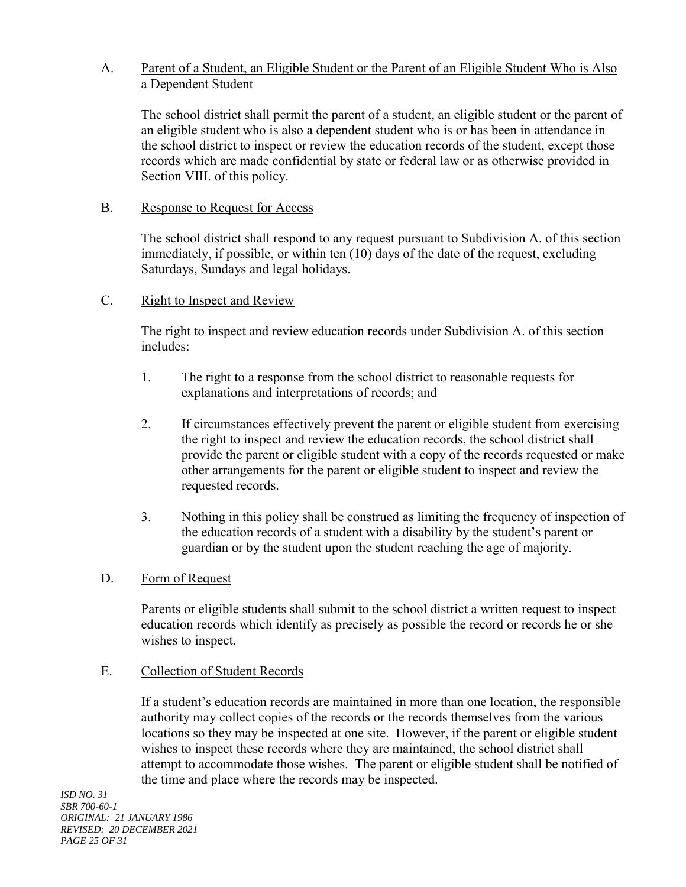A. Parent of a Student, an Eligible Student or the Parent of an Eligible Student Who is Also a Dependent Student

The school district shall permit the parent of a student, an eligible student or the parent of an eligible student who is also a dependent student who is or has been in attendance in the school district to inspect or review the education records of the student, except those records which are made confidential by state or federal law or as otherwise provided in Section VIII. of this policy.

B. Response to Request for Access

The school district shall respond to any request pursuant to Subdivision A. of this section immediately, if possible, or within ten (10) days of the date of the request, excluding Saturdays, Sundays and legal holidays.

C. Right to Inspect and Review

The right to inspect and review education records under Subdivision A. of this section includes:

1. The right to a response from the school district to reasonable requests for explanations and interpretations of records; and

2. If circumstances effectively prevent the parent or eligible student from exercising the right to inspect and review the education records, the school district shall provide the parent or eligible student with a copy of the records requested or make other arrangements for the parent or eligible student to inspect and review the requested records.

3. Nothing in this policy shall be construed as limiting the frequency of inspection of the education records of a student with a disability by the student's parent or guardian or by the student upon the student reaching the age of majority.

D. Form of Request

Parents or eligible students shall submit to the school district a written request to inspect education records which identify as precisely as possible the record or records he or she wishes to inspect.

E. Collection of Student Records

If a student's education records are maintained in more than one location, the responsible authority may collect copies of the records or the records themselves from the various locations so they may be inspected at one site. However, if the parent or eligible student wishes to inspect these records where they are maintained, the school district shall attempt to accommodate those wishes. The parent or eligible student shall be notified of the time and place where the records may be inspected.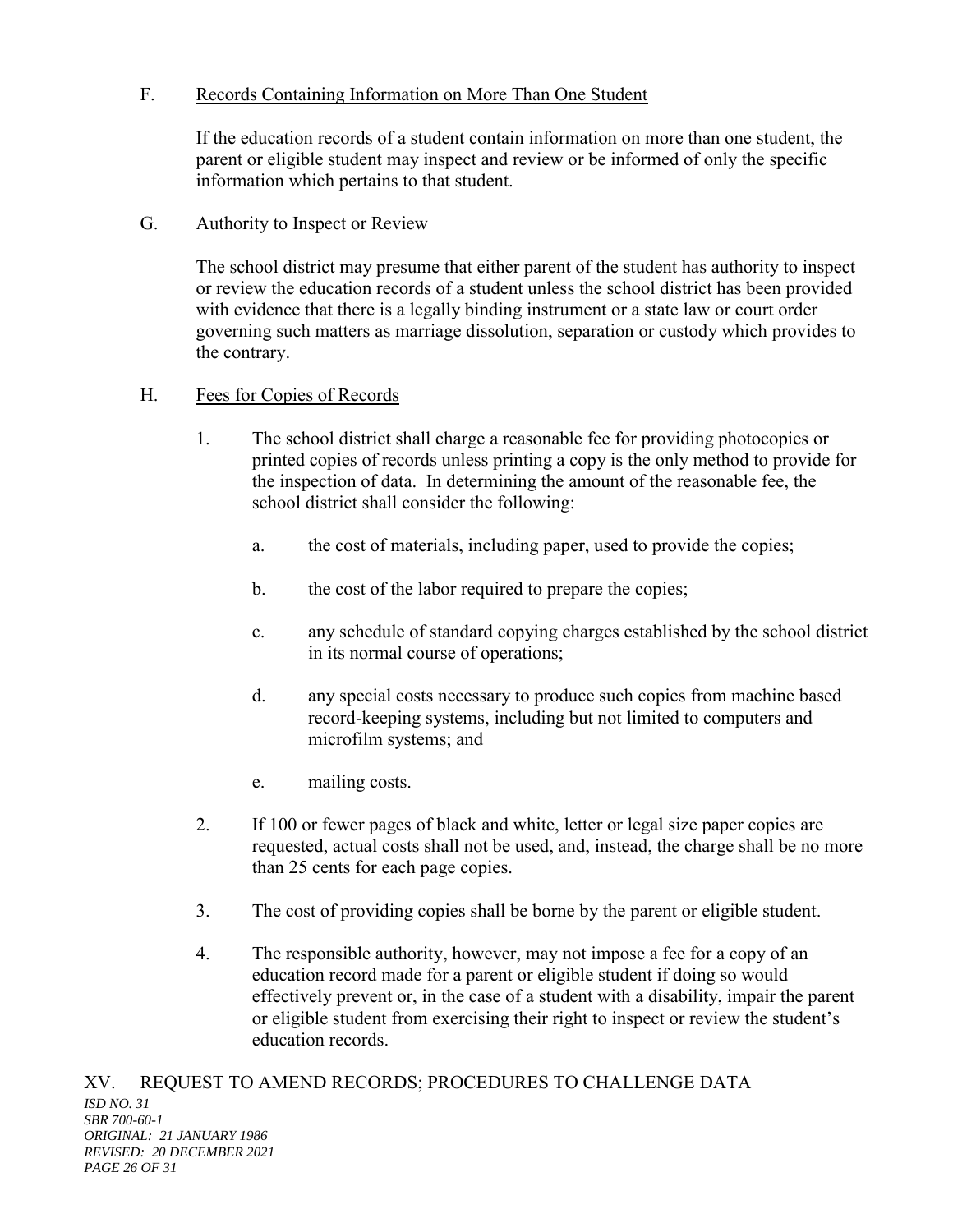F. Records Containing Information on More Than One Student

If the education records of a student contain information on more than one student, the parent or eligible student may inspect and review or be informed of only the specific information which pertains to that student.

G. Authority to Inspect or Review

The school district may presume that either parent of the student has authority to inspect or review the education records of a student unless the school district has been provided with evidence that there is a legally binding instrument or a state law or court order governing such matters as marriage dissolution, separation or custody which provides to the contrary.

H. Fees for Copies of Records

1. The school district shall charge a reasonable fee for providing photocopies or printed copies of records unless printing a copy is the only method to provide for the inspection of data. In determining the amount of the reasonable fee, the school district shall consider the following:

   a. the cost of materials, including paper, used to provide the copies;

   b. the cost of the labor required to prepare the copies;

   c. any schedule of standard copying charges established by the school district in its normal course of operations;

   d. any special costs necessary to produce such copies from machine based record-keeping systems, including but not limited to computers and microfilm systems; and

   e. mailing costs.

2. If 100 or fewer pages of black and white, letter or legal size paper copies are requested, actual costs shall not be used, and, instead, the charge shall be no more than 25 cents for each page copies.

3. The cost of providing copies shall be borne by the parent or eligible student.

4. The responsible authority, however, may not impose a fee for a copy of an education record made for a parent or eligible student if doing so would effectively prevent or, in the case of a student with a disability, impair the parent or eligible student from exercising their right to inspect or review the student's education records.

XV. REQUEST TO AMEND RECORDS; PROCEDURES TO CHALLENGE DATA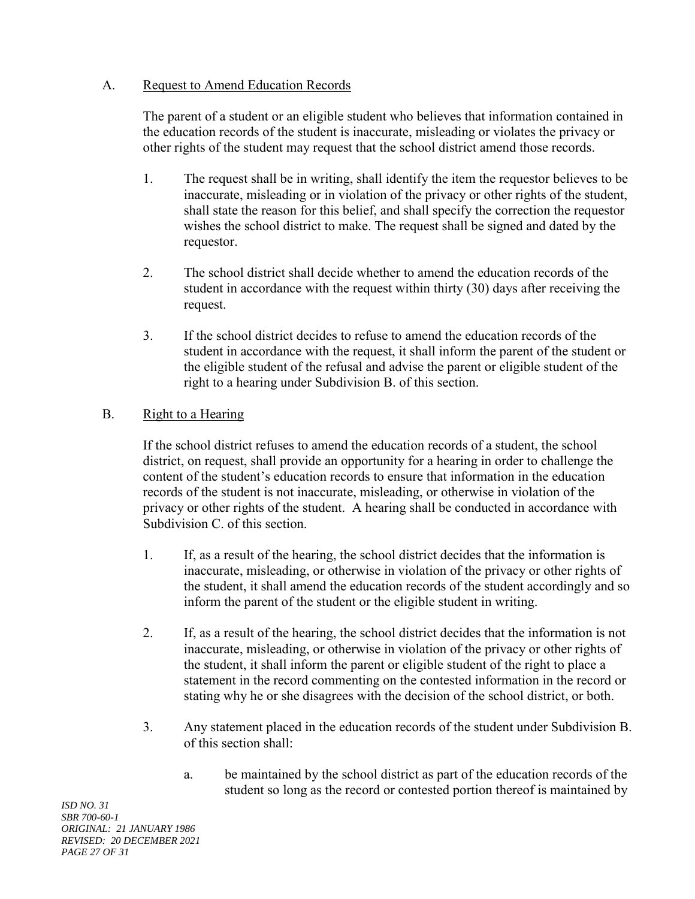A. <u>Request to Amend Education Records</u>

The parent of a student or an eligible student who believes that information contained in the education records of the student is inaccurate, misleading or violates the privacy or other rights of the student may request that the school district amend those records.

1. The request shall be in writing, shall identify the item the requestor believes to be inaccurate, misleading or in violation of the privacy or other rights of the student, shall state the reason for this belief, and shall specify the correction the requestor wishes the school district to make. The request shall be signed and dated by the requestor.

2. The school district shall decide whether to amend the education records of the student in accordance with the request within thirty (30) days after receiving the request.

3. If the school district decides to refuse to amend the education records of the student in accordance with the request, it shall inform the parent of the student or the eligible student of the refusal and advise the parent or eligible student of the right to a hearing under Subdivision B. of this section.

B. <u>Right to a Hearing</u>

If the school district refuses to amend the education records of a student, the school district, on request, shall provide an opportunity for a hearing in order to challenge the content of the student's education records to ensure that information in the education records of the student is not inaccurate, misleading, or otherwise in violation of the privacy or other rights of the student. A hearing shall be conducted in accordance with Subdivision C. of this section.

1. If, as a result of the hearing, the school district decides that the information is inaccurate, misleading, or otherwise in violation of the privacy or other rights of the student, it shall amend the education records of the student accordingly and so inform the parent of the student or the eligible student in writing.

2. If, as a result of the hearing, the school district decides that the information is not inaccurate, misleading, or otherwise in violation of the privacy or other rights of the student, it shall inform the parent or eligible student of the right to place a statement in the record commenting on the contested information in the record or stating why he or she disagrees with the decision of the school district, or both.

3. Any statement placed in the education records of the student under Subdivision B. of this section shall:

   a. be maintained by the school district as part of the education records of the student so long as the record or contested portion thereof is maintained by

*ISD NO. 31*
*SBR 700-60-1*
*ORIGINAL: 21 JANUARY 1986*
*REVISED: 20 DECEMBER 2021*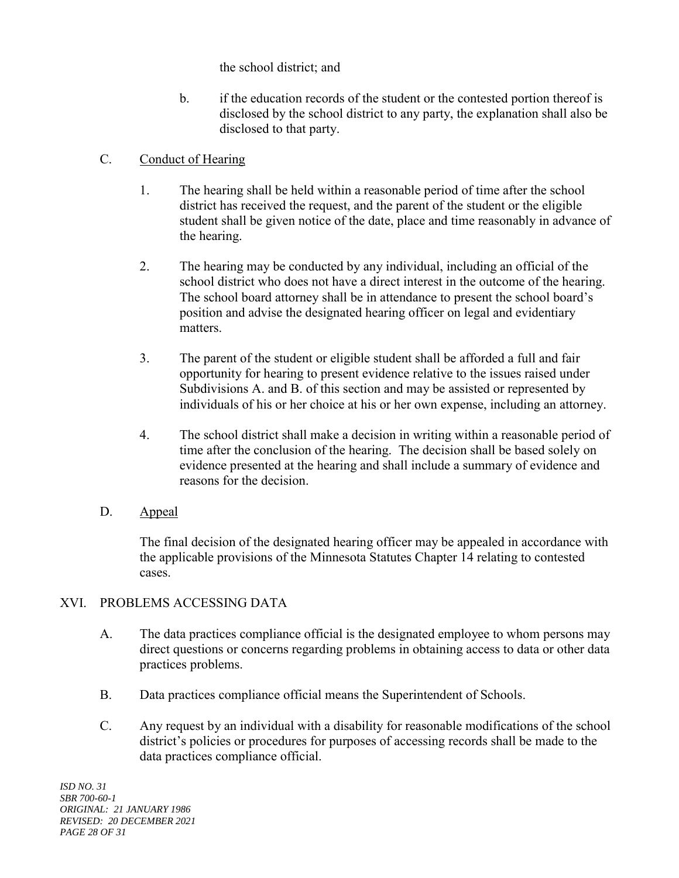the school district; and

b. if the education records of the student or the contested portion thereof is disclosed by the school district to any party, the explanation shall also be disclosed to that party.

C. Conduct of Hearing

1. The hearing shall be held within a reasonable period of time after the school district has received the request, and the parent of the student or the eligible student shall be given notice of the date, place and time reasonably in advance of the hearing.

2. The hearing may be conducted by any individual, including an official of the school district who does not have a direct interest in the outcome of the hearing. The school board attorney shall be in attendance to present the school board's position and advise the designated hearing officer on legal and evidentiary matters.

3. The parent of the student or eligible student shall be afforded a full and fair opportunity for hearing to present evidence relative to the issues raised under Subdivisions A. and B. of this section and may be assisted or represented by individuals of his or her choice at his or her own expense, including an attorney.

4. The school district shall make a decision in writing within a reasonable period of time after the conclusion of the hearing. The decision shall be based solely on evidence presented at the hearing and shall include a summary of evidence and reasons for the decision.

D. Appeal

The final decision of the designated hearing officer may be appealed in accordance with the applicable provisions of the Minnesota Statutes Chapter 14 relating to contested cases.

## XVI. PROBLEMS ACCESSING DATA

A. The data practices compliance official is the designated employee to whom persons may direct questions or concerns regarding problems in obtaining access to data or other data practices problems.

B. Data practices compliance official means the Superintendent of Schools.

C. Any request by an individual with a disability for reasonable modifications of the school district's policies or procedures for purposes of accessing records shall be made to the data practices compliance official.

*ISD NO. 31*
*SBR 700-60-1*
*ORIGINAL: 21 JANUARY 1986*
*REVISED: 20 DECEMBER 2021*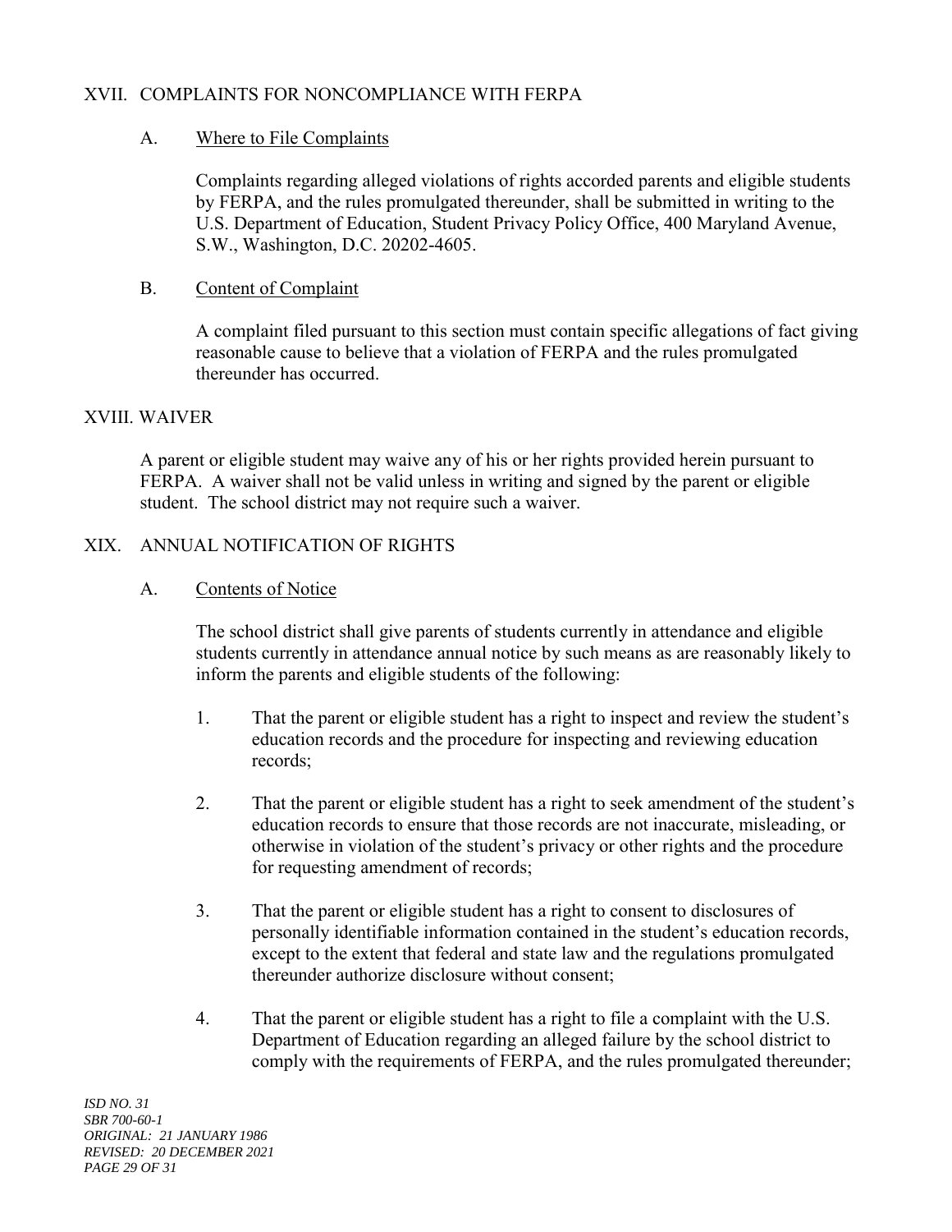## XVII. COMPLAINTS FOR NONCOMPLIANCE WITH FERPA

### A. Where to File Complaints

Complaints regarding alleged violations of rights accorded parents and eligible students by FERPA, and the rules promulgated thereunder, shall be submitted in writing to the U.S. Department of Education, Student Privacy Policy Office, 400 Maryland Avenue, S.W., Washington, D.C. 20202-4605.

### B. Content of Complaint

A complaint filed pursuant to this section must contain specific allegations of fact giving reasonable cause to believe that a violation of FERPA and the rules promulgated thereunder has occurred.

## XVIII. WAIVER

A parent or eligible student may waive any of his or her rights provided herein pursuant to FERPA. A waiver shall not be valid unless in writing and signed by the parent or eligible student. The school district may not require such a waiver.

## XIX. ANNUAL NOTIFICATION OF RIGHTS

### A. Contents of Notice

The school district shall give parents of students currently in attendance and eligible students currently in attendance annual notice by such means as are reasonably likely to inform the parents and eligible students of the following:

1. That the parent or eligible student has a right to inspect and review the student's education records and the procedure for inspecting and reviewing education records;

2. That the parent or eligible student has a right to seek amendment of the student's education records to ensure that those records are not inaccurate, misleading, or otherwise in violation of the student's privacy or other rights and the procedure for requesting amendment of records;

3. That the parent or eligible student has a right to consent to disclosures of personally identifiable information contained in the student's education records, except to the extent that federal and state law and the regulations promulgated thereunder authorize disclosure without consent;

4. That the parent or eligible student has a right to file a complaint with the U.S. Department of Education regarding an alleged failure by the school district to comply with the requirements of FERPA, and the rules promulgated thereunder;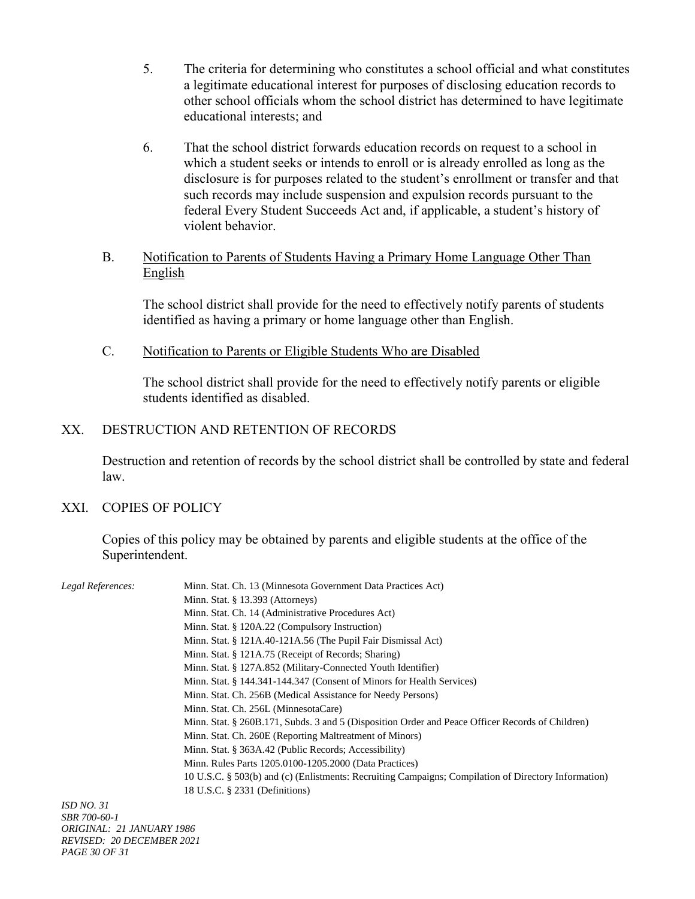5. The criteria for determining who constitutes a school official and what constitutes a legitimate educational interest for purposes of disclosing education records to other school officials whom the school district has determined to have legitimate educational interests; and

6. That the school district forwards education records on request to a school in which a student seeks or intends to enroll or is already enrolled as long as the disclosure is for purposes related to the student's enrollment or transfer and that such records may include suspension and expulsion records pursuant to the federal Every Student Succeeds Act and, if applicable, a student's history of violent behavior.

B. Notification to Parents of Students Having a Primary Home Language Other Than English

The school district shall provide for the need to effectively notify parents of students identified as having a primary or home language other than English.

C. Notification to Parents or Eligible Students Who are Disabled

The school district shall provide for the need to effectively notify parents or eligible students identified as disabled.

## XX. DESTRUCTION AND RETENTION OF RECORDS

Destruction and retention of records by the school district shall be controlled by state and federal law.

## XXI. COPIES OF POLICY

Copies of this policy may be obtained by parents and eligible students at the office of the Superintendent.

*Legal References:*

Minn. Stat. Ch. 13 (Minnesota Government Data Practices Act)
Minn. Stat. § 13.393 (Attorneys)
Minn. Stat. Ch. 14 (Administrative Procedures Act)
Minn. Stat. § 120A.22 (Compulsory Instruction)
Minn. Stat. § 121A.40-121A.56 (The Pupil Fair Dismissal Act)
Minn. Stat. § 121A.75 (Receipt of Records; Sharing)
Minn. Stat. § 127A.852 (Military-Connected Youth Identifier)
Minn. Stat. § 144.341-144.347 (Consent of Minors for Health Services)
Minn. Stat. Ch. 256B (Medical Assistance for Needy Persons)
Minn. Stat. Ch. 256L (MinnesotaCare)
Minn. Stat. § 260B.171, Subds. 3 and 5 (Disposition Order and Peace Officer Records of Children)
Minn. Stat. Ch. 260E (Reporting Maltreatment of Minors)
Minn. Stat. § 363A.42 (Public Records; Accessibility)
Minn. Rules Parts 1205.0100-1205.2000 (Data Practices)
10 U.S.C. § 503(b) and (c) (Enlistments: Recruiting Campaigns; Compilation of Directory Information)
18 U.S.C. § 2331 (Definitions)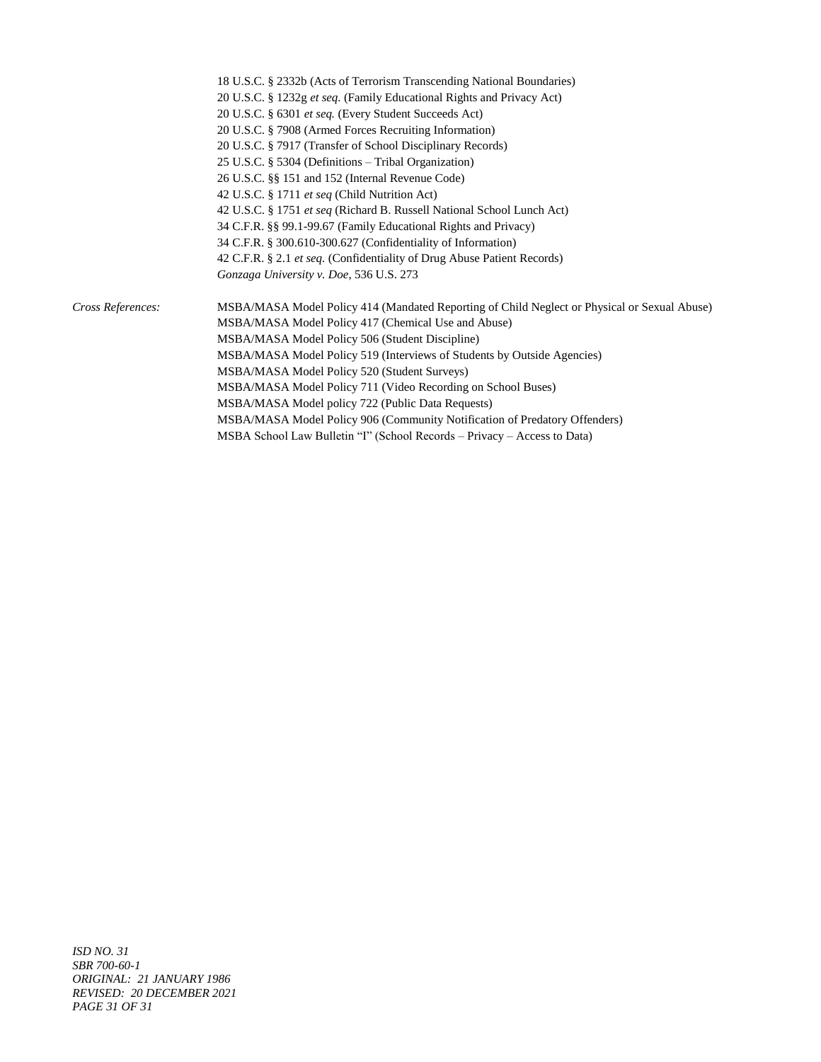18 U.S.C. § 2332b (Acts of Terrorism Transcending National Boundaries)
20 U.S.C. § 1232g *et seq.* (Family Educational Rights and Privacy Act)
20 U.S.C. § 6301 *et seq.* (Every Student Succeeds Act)
20 U.S.C. § 7908 (Armed Forces Recruiting Information)
20 U.S.C. § 7917 (Transfer of School Disciplinary Records)
25 U.S.C. § 5304 (Definitions – Tribal Organization)
26 U.S.C. §§ 151 and 152 (Internal Revenue Code)
42 U.S.C. § 1711 *et seq* (Child Nutrition Act)
42 U.S.C. § 1751 *et seq* (Richard B. Russell National School Lunch Act)
34 C.F.R. §§ 99.1-99.67 (Family Educational Rights and Privacy)
34 C.F.R. § 300.610-300.627 (Confidentiality of Information)
42 C.F.R. § 2.1 *et seq.* (Confidentiality of Drug Abuse Patient Records)
*Gonzaga University v. Doe*, 536 U.S. 273

*Cross References:*
MSBA/MASA Model Policy 414 (Mandated Reporting of Child Neglect or Physical or Sexual Abuse)
MSBA/MASA Model Policy 417 (Chemical Use and Abuse)
MSBA/MASA Model Policy 506 (Student Discipline)
MSBA/MASA Model Policy 519 (Interviews of Students by Outside Agencies)
MSBA/MASA Model Policy 520 (Student Surveys)
MSBA/MASA Model Policy 711 (Video Recording on School Buses)
MSBA/MASA Model policy 722 (Public Data Requests)
MSBA/MASA Model Policy 906 (Community Notification of Predatory Offenders)
MSBA School Law Bulletin "I" (School Records – Privacy – Access to Data)

*ISD NO. 31*
*SBR 700-60-1*
*ORIGINAL: 21 JANUARY 1986*
*REVISED: 20 DECEMBER 2021*